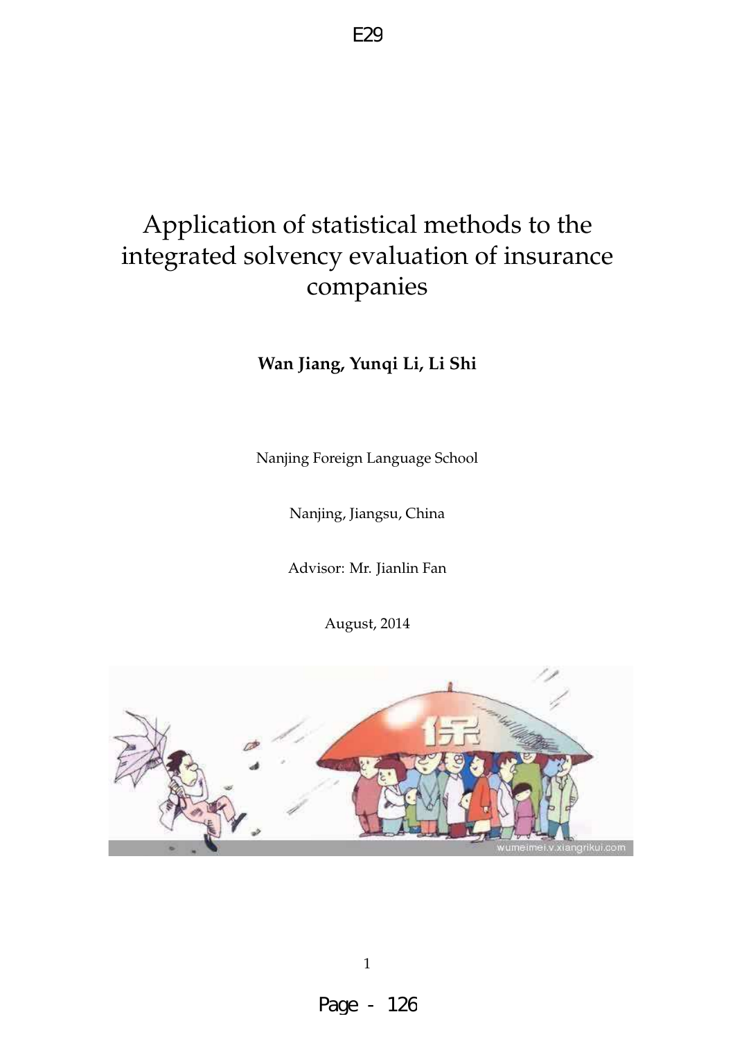E29

# Application of statistical methods to the integrated solvency evaluation of insurance companies

**Wan Jiang, Yunqi Li, Li Shi**

Nanjing Foreign Language School

Nanjing, Jiangsu, China

Advisor: Mr. Jianlin Fan

August, 2014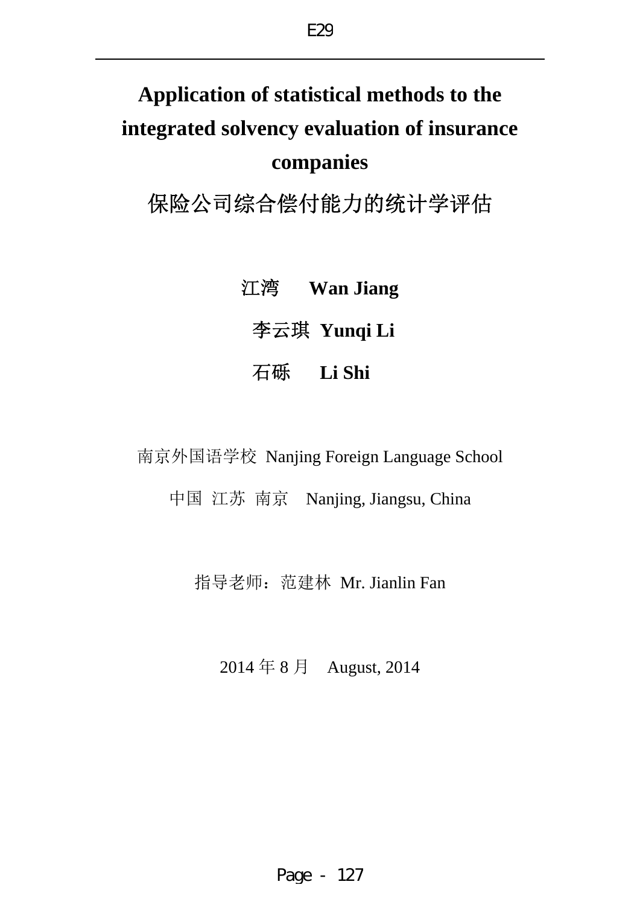# Application of statistical methods to the integrated solvency evaluation of insurance companies

# 保险公司综合偿付能力的统计学评估

**江湾　Wan Jiang**

**李云琪 Yunqi Li**

**石砾　Li Shi**

南京外国语学校 Nanjing Foreign Language School

中国 江苏 南京　Nanjing, Jiangsu, China

指导老师：范建林 Mr. Jianlin Fan

2014 年 8 月　August, 2014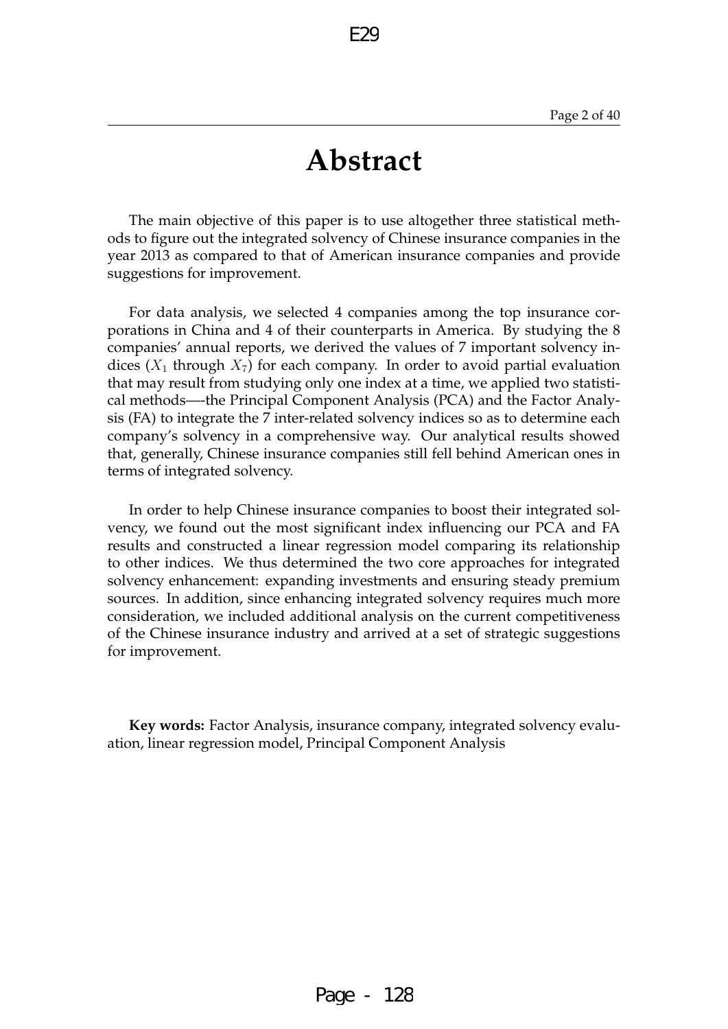# Abstract

The main objective of this paper is to use altogether three statistical methods to figure out the integrated solvency of Chinese insurance companies in the year 2013 as compared to that of American insurance companies and provide suggestions for improvement.

For data analysis, we selected 4 companies among the top insurance corporations in China and 4 of their counterparts in America. By studying the 8 companies' annual reports, we derived the values of 7 important solvency indices ($X_1$ through $X_7$) for each company. In order to avoid partial evaluation that may result from studying only one index at a time, we applied two statistical methods—-the Principal Component Analysis (PCA) and the Factor Analysis (FA) to integrate the 7 inter-related solvency indices so as to determine each company's solvency in a comprehensive way. Our analytical results showed that, generally, Chinese insurance companies still fell behind American ones in terms of integrated solvency.

In order to help Chinese insurance companies to boost their integrated solvency, we found out the most significant index influencing our PCA and FA results and constructed a linear regression model comparing its relationship to other indices. We thus determined the two core approaches for integrated solvency enhancement: expanding investments and ensuring steady premium sources. In addition, since enhancing integrated solvency requires much more consideration, we included additional analysis on the current competitiveness of the Chinese insurance industry and arrived at a set of strategic suggestions for improvement.

**Key words:** Factor Analysis, insurance company, integrated solvency evaluation, linear regression model, Principal Component Analysis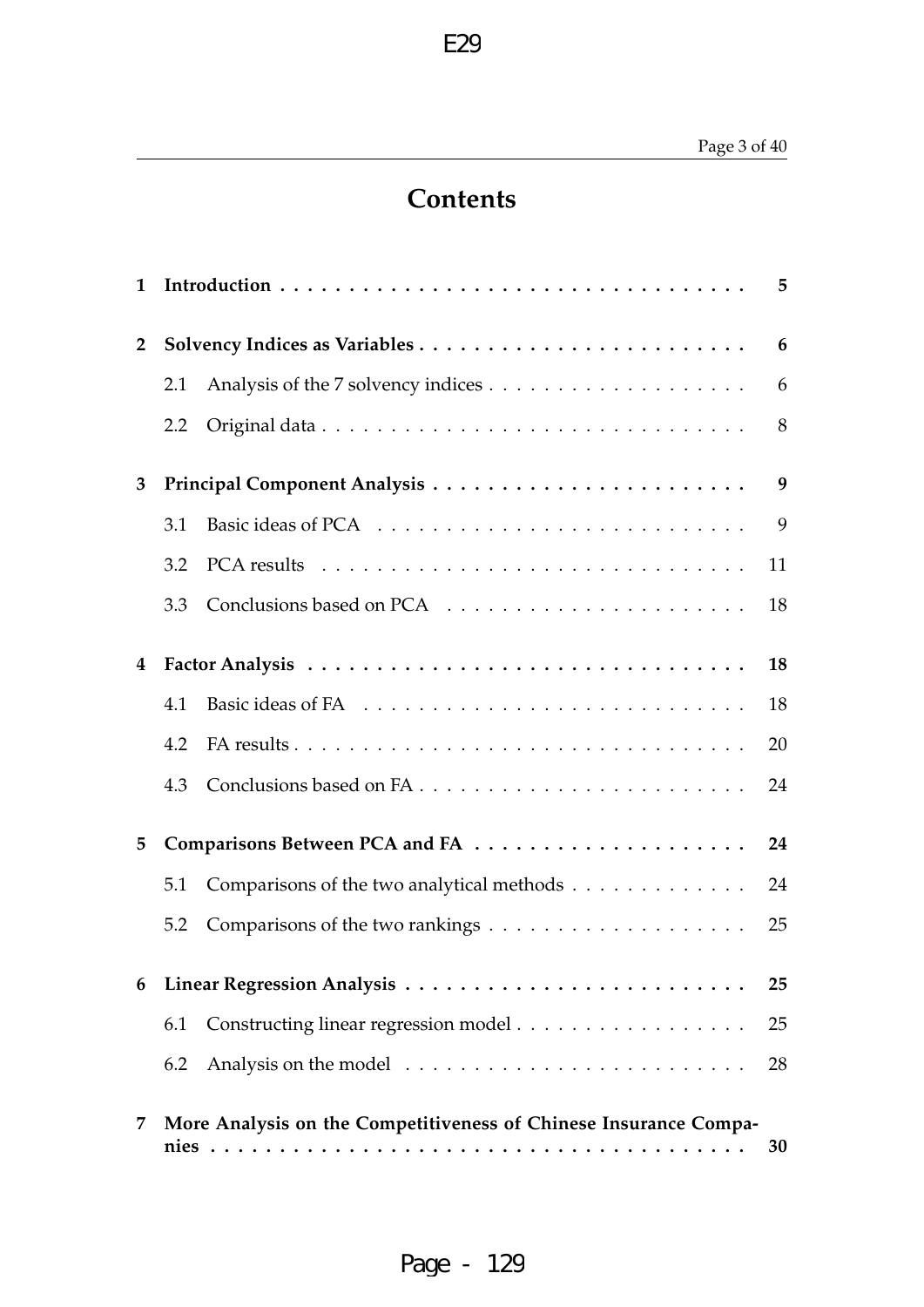# Contents

| | | |
|---|---|---|
| **1** | **Introduction** | **5** |
| **2** | **Solvency Indices as Variables** | **6** |
| | 2.1 Analysis of the 7 solvency indices | 6 |
| | 2.2 Original data | 8 |
| **3** | **Principal Component Analysis** | **9** |
| | 3.1 Basic ideas of PCA | 9 |
| | 3.2 PCA results | 11 |
| | 3.3 Conclusions based on PCA | 18 |
| **4** | **Factor Analysis** | **18** |
| | 4.1 Basic ideas of FA | 18 |
| | 4.2 FA results | 20 |
| | 4.3 Conclusions based on FA | 24 |
| **5** | **Comparisons Between PCA and FA** | **24** |
| | 5.1 Comparisons of the two analytical methods | 24 |
| | 5.2 Comparisons of the two rankings | 25 |
| **6** | **Linear Regression Analysis** | **25** |
| | 6.1 Constructing linear regression model | 25 |
| | 6.2 Analysis on the model | 28 |
| **7** | **More Analysis on the Competitiveness of Chinese Insurance Companies** | **30** |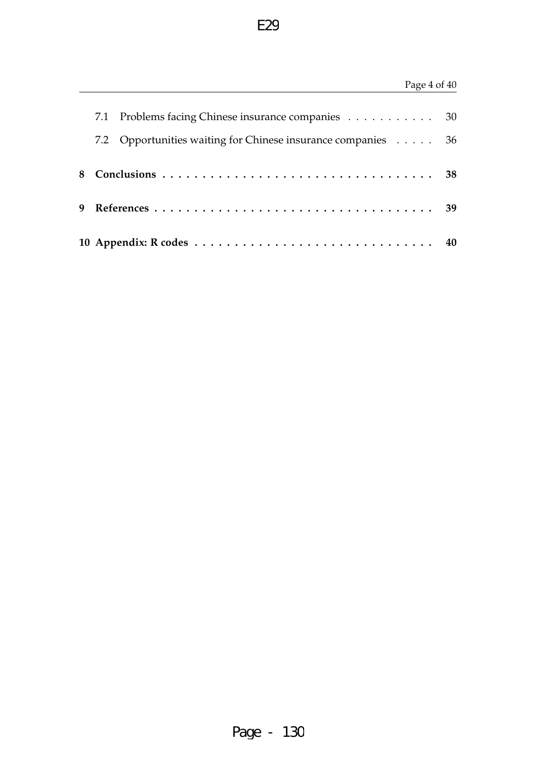- 7.1 Problems facing Chinese insurance companies . . . . . . . . . . . 30
- 7.2 Opportunities waiting for Chinese insurance companies . . . . . 36

**8 Conclusions . . . . . . . . . . . . . . . . . . . . . . . . . . . . . . . . . 38**

**9 References . . . . . . . . . . . . . . . . . . . . . . . . . . . . . . . . . 39**

**10 Appendix: R codes . . . . . . . . . . . . . . . . . . . . . . . . . . . . . 40**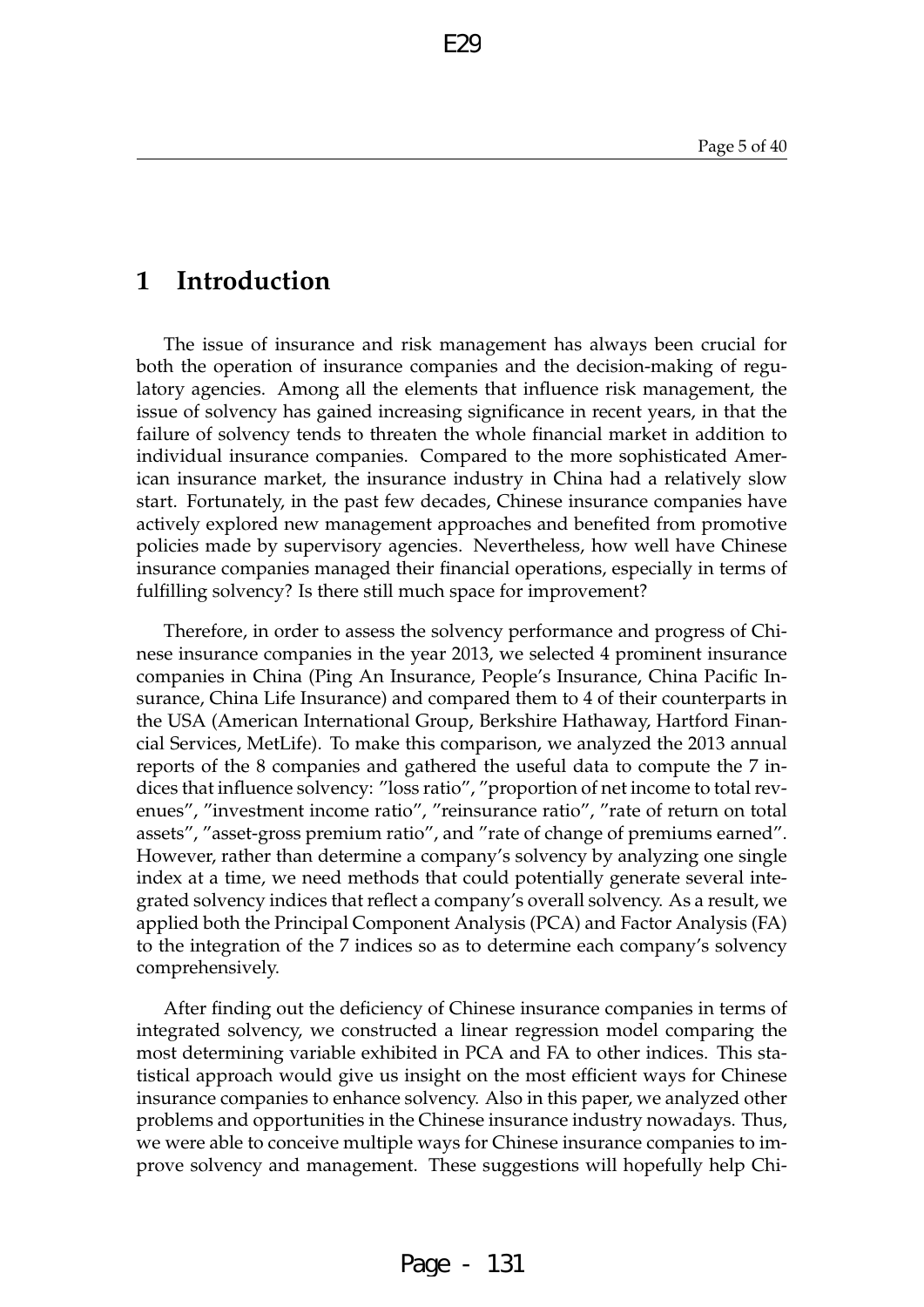# 1 Introduction

The issue of insurance and risk management has always been crucial for both the operation of insurance companies and the decision-making of regulatory agencies. Among all the elements that influence risk management, the issue of solvency has gained increasing significance in recent years, in that the failure of solvency tends to threaten the whole financial market in addition to individual insurance companies. Compared to the more sophisticated American insurance market, the insurance industry in China had a relatively slow start. Fortunately, in the past few decades, Chinese insurance companies have actively explored new management approaches and benefited from promotive policies made by supervisory agencies. Nevertheless, how well have Chinese insurance companies managed their financial operations, especially in terms of fulfilling solvency? Is there still much space for improvement?

Therefore, in order to assess the solvency performance and progress of Chinese insurance companies in the year 2013, we selected 4 prominent insurance companies in China (Ping An Insurance, People's Insurance, China Pacific Insurance, China Life Insurance) and compared them to 4 of their counterparts in the USA (American International Group, Berkshire Hathaway, Hartford Financial Services, MetLife). To make this comparison, we analyzed the 2013 annual reports of the 8 companies and gathered the useful data to compute the 7 indices that influence solvency: "loss ratio", "proportion of net income to total revenues", "investment income ratio", "reinsurance ratio", "rate of return on total assets", "asset-gross premium ratio", and "rate of change of premiums earned". However, rather than determine a company's solvency by analyzing one single index at a time, we need methods that could potentially generate several integrated solvency indices that reflect a company's overall solvency. As a result, we applied both the Principal Component Analysis (PCA) and Factor Analysis (FA) to the integration of the 7 indices so as to determine each company's solvency comprehensively.

After finding out the deficiency of Chinese insurance companies in terms of integrated solvency, we constructed a linear regression model comparing the most determining variable exhibited in PCA and FA to other indices. This statistical approach would give us insight on the most efficient ways for Chinese insurance companies to enhance solvency. Also in this paper, we analyzed other problems and opportunities in the Chinese insurance industry nowadays. Thus, we were able to conceive multiple ways for Chinese insurance companies to improve solvency and management. These suggestions will hopefully help Chi-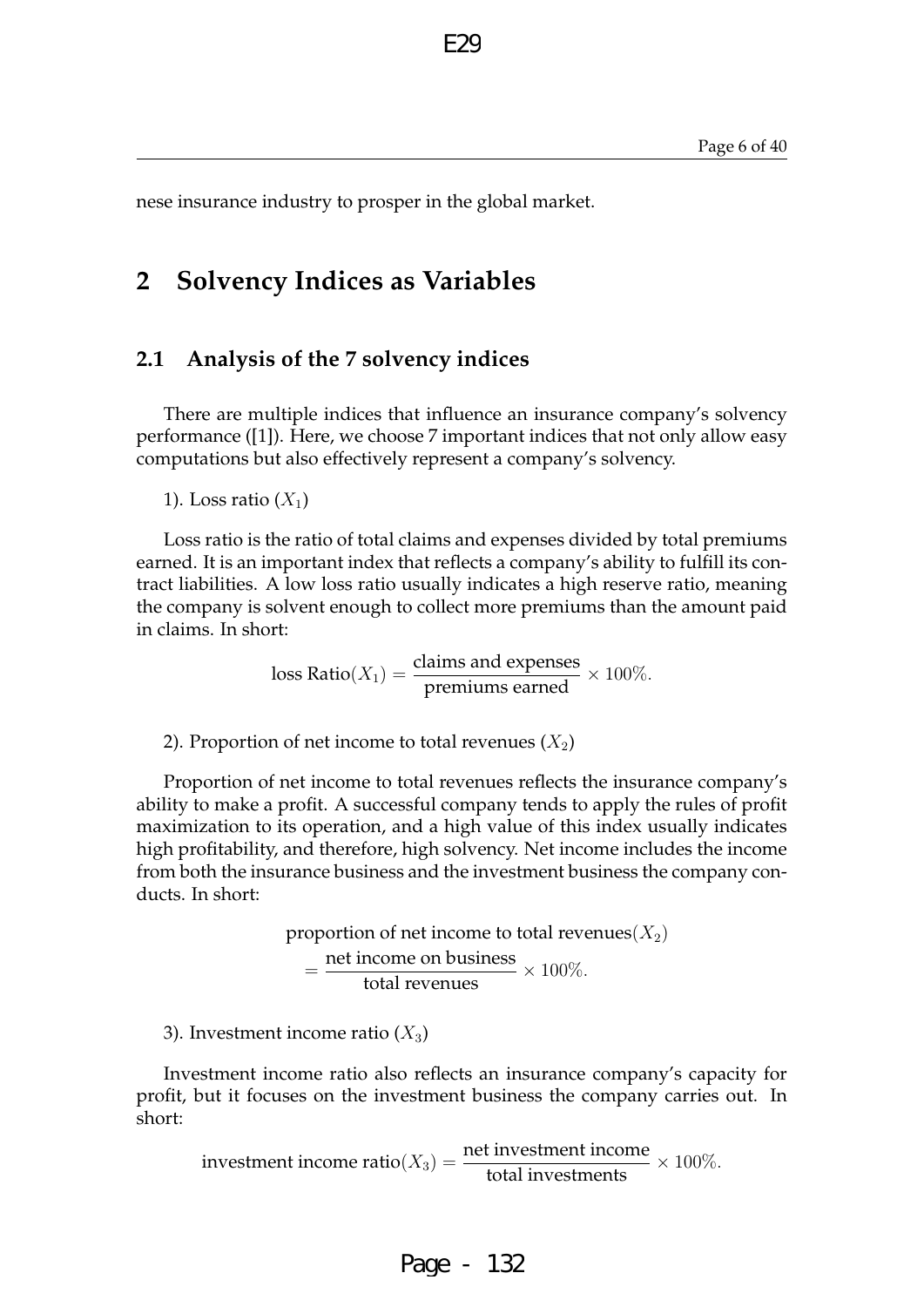nese insurance industry to prosper in the global market.

## 2 Solvency Indices as Variables

### 2.1 Analysis of the 7 solvency indices

There are multiple indices that influence an insurance company's solvency performance ([1]). Here, we choose 7 important indices that not only allow easy computations but also effectively represent a company's solvency.

1). Loss ratio ($X_1$)

Loss ratio is the ratio of total claims and expenses divided by total premiums earned. It is an important index that reflects a company's ability to fulfill its contract liabilities. A low loss ratio usually indicates a high reserve ratio, meaning the company is solvent enough to collect more premiums than the amount paid in claims. In short:

$$\text{loss Ratio}(X_1) = \frac{\text{claims and expenses}}{\text{premiums earned}} \times 100\%.$$

2). Proportion of net income to total revenues ($X_2$)

Proportion of net income to total revenues reflects the insurance company's ability to make a profit. A successful company tends to apply the rules of profit maximization to its operation, and a high value of this index usually indicates high profitability, and therefore, high solvency. Net income includes the income from both the insurance business and the investment business the company conducts. In short:

$$\text{proportion of net income to total revenues}(X_2) = \frac{\text{net income on business}}{\text{total revenues}} \times 100\%.$$

3). Investment income ratio ($X_3$)

Investment income ratio also reflects an insurance company's capacity for profit, but it focuses on the investment business the company carries out. In short:

$$\text{investment income ratio}(X_3) = \frac{\text{net investment income}}{\text{total investments}} \times 100\%.$$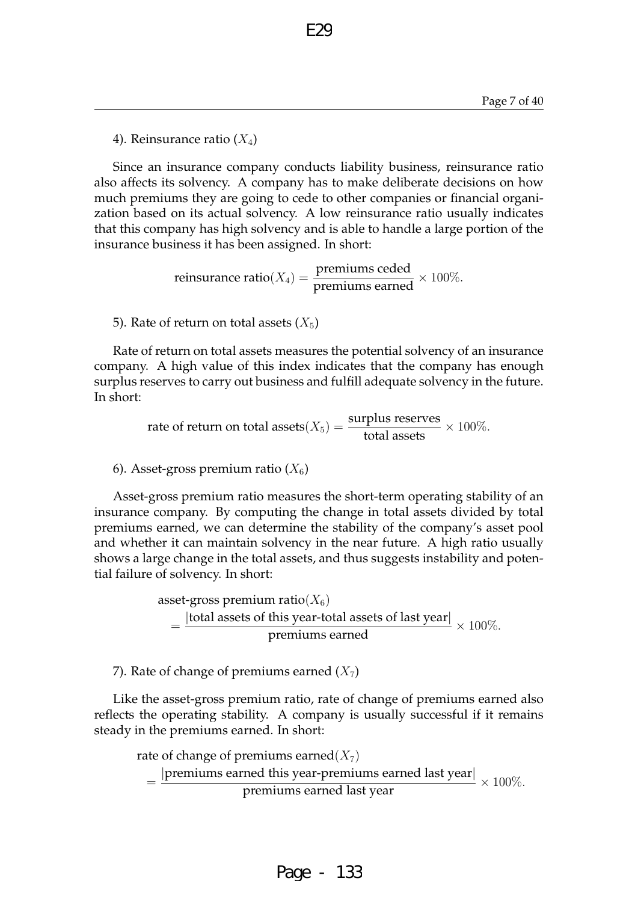4). Reinsurance ratio ($X_4$)

Since an insurance company conducts liability business, reinsurance ratio also affects its solvency. A company has to make deliberate decisions on how much premiums they are going to cede to other companies or financial organization based on its actual solvency. A low reinsurance ratio usually indicates that this company has high solvency and is able to handle a large portion of the insurance business it has been assigned. In short:

$$\text{reinsurance ratio}(X_4) = \frac{\text{premiums ceded}}{\text{premiums earned}} \times 100\%.$$

5). Rate of return on total assets ($X_5$)

Rate of return on total assets measures the potential solvency of an insurance company. A high value of this index indicates that the company has enough surplus reserves to carry out business and fulfill adequate solvency in the future. In short:

$$\text{rate of return on total assets}(X_5) = \frac{\text{surplus reserves}}{\text{total assets}} \times 100\%.$$

6). Asset-gross premium ratio ($X_6$)

Asset-gross premium ratio measures the short-term operating stability of an insurance company. By computing the change in total assets divided by total premiums earned, we can determine the stability of the company's asset pool and whether it can maintain solvency in the near future. A high ratio usually shows a large change in the total assets, and thus suggests instability and potential failure of solvency. In short:

$$\begin{aligned}&\text{asset-gross premium ratio}(X_6)\\ &= \frac{|\text{total assets of this year-total assets of last year}|}{\text{premiums earned}} \times 100\%.\end{aligned}$$

7). Rate of change of premiums earned ($X_7$)

Like the asset-gross premium ratio, rate of change of premiums earned also reflects the operating stability. A company is usually successful if it remains steady in the premiums earned. In short:

$$\begin{aligned}&\text{rate of change of premiums earned}(X_7)\\ &= \frac{|\text{premiums earned this year-premiums earned last year}|}{\text{premiums earned last year}} \times 100\%.\end{aligned}$$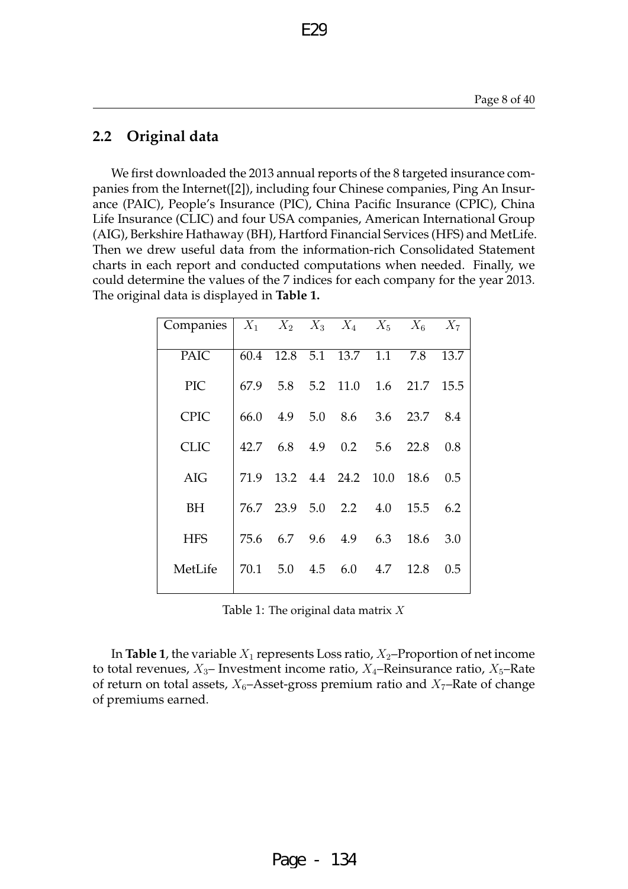## 2.2 Original data

We first downloaded the 2013 annual reports of the 8 targeted insurance companies from the Internet([2]), including four Chinese companies, Ping An Insurance (PAIC), People's Insurance (PIC), China Pacific Insurance (CPIC), China Life Insurance (CLIC) and four USA companies, American International Group (AIG), Berkshire Hathaway (BH), Hartford Financial Services (HFS) and MetLife. Then we drew useful data from the information-rich Consolidated Statement charts in each report and conducted computations when needed. Finally, we could determine the values of the 7 indices for each company for the year 2013. The original data is displayed in **Table 1.**

| Companies | $X_1$ | $X_2$ | $X_3$ | $X_4$ | $X_5$ | $X_6$ | $X_7$ |
|---|---|---|---|---|---|---|---|
| PAIC | 60.4 | 12.8 | 5.1 | 13.7 | 1.1 | 7.8 | 13.7 |
| PIC | 67.9 | 5.8 | 5.2 | 11.0 | 1.6 | 21.7 | 15.5 |
| CPIC | 66.0 | 4.9 | 5.0 | 8.6 | 3.6 | 23.7 | 8.4 |
| CLIC | 42.7 | 6.8 | 4.9 | 0.2 | 5.6 | 22.8 | 0.8 |
| AIG | 71.9 | 13.2 | 4.4 | 24.2 | 10.0 | 18.6 | 0.5 |
| BH | 76.7 | 23.9 | 5.0 | 2.2 | 4.0 | 15.5 | 6.2 |
| HFS | 75.6 | 6.7 | 9.6 | 4.9 | 6.3 | 18.6 | 3.0 |
| MetLife | 70.1 | 5.0 | 4.5 | 6.0 | 4.7 | 12.8 | 0.5 |

Table 1: The original data matrix $X$

In **Table 1**, the variable $X_1$ represents Loss ratio, $X_2$–Proportion of net income to total revenues, $X_3$– Investment income ratio, $X_4$–Reinsurance ratio, $X_5$–Rate of return on total assets, $X_6$–Asset-gross premium ratio and $X_7$–Rate of change of premiums earned.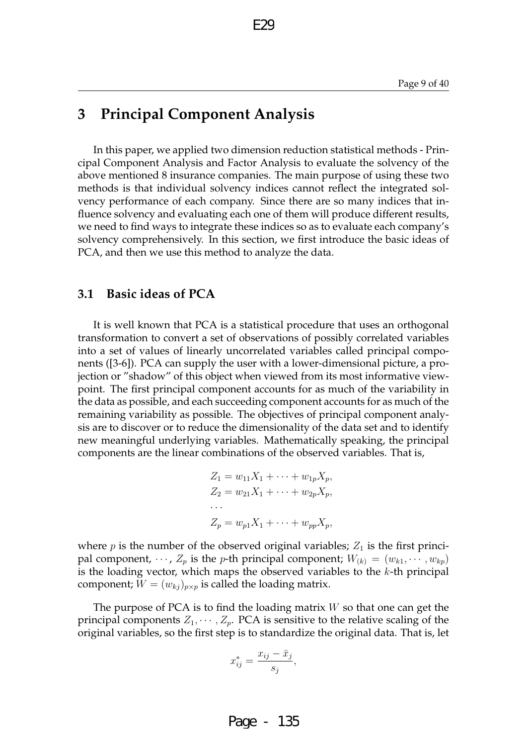# 3 Principal Component Analysis

In this paper, we applied two dimension reduction statistical methods - Principal Component Analysis and Factor Analysis to evaluate the solvency of the above mentioned 8 insurance companies. The main purpose of using these two methods is that individual solvency indices cannot reflect the integrated solvency performance of each company. Since there are so many indices that influence solvency and evaluating each one of them will produce different results, we need to find ways to integrate these indices so as to evaluate each company's solvency comprehensively. In this section, we first introduce the basic ideas of PCA, and then we use this method to analyze the data.

## 3.1 Basic ideas of PCA

It is well known that PCA is a statistical procedure that uses an orthogonal transformation to convert a set of observations of possibly correlated variables into a set of values of linearly uncorrelated variables called principal components ([3-6]). PCA can supply the user with a lower-dimensional picture, a projection or "shadow" of this object when viewed from its most informative viewpoint. The first principal component accounts for as much of the variability in the data as possible, and each succeeding component accounts for as much of the remaining variability as possible. The objectives of principal component analysis are to discover or to reduce the dimensionality of the data set and to identify new meaningful underlying variables. Mathematically speaking, the principal components are the linear combinations of the observed variables. That is,

$$
\begin{aligned}
Z_1 &= w_{11}X_1 + \cdots + w_{1p}X_p, \\
Z_2 &= w_{21}X_1 + \cdots + w_{2p}X_p, \\
&\cdots \\
Z_p &= w_{p1}X_1 + \cdots + w_{pp}X_p,
\end{aligned}
$$

where $p$ is the number of the observed original variables; $Z_1$ is the first principal component, $\cdots$, $Z_p$ is the $p$-th principal component; $W_{(k)} = (w_{k1}, \cdots, w_{kp})$ is the loading vector, which maps the observed variables to the $k$-th principal component; $W = (w_{kj})_{p \times p}$ is called the loading matrix.

The purpose of PCA is to find the loading matrix $W$ so that one can get the principal components $Z_1, \cdots, Z_p$. PCA is sensitive to the relative scaling of the original variables, so the first step is to standardize the original data. That is, let

$$
x_{ij}^* = \frac{x_{ij} - \bar{x}_j}{s_j},
$$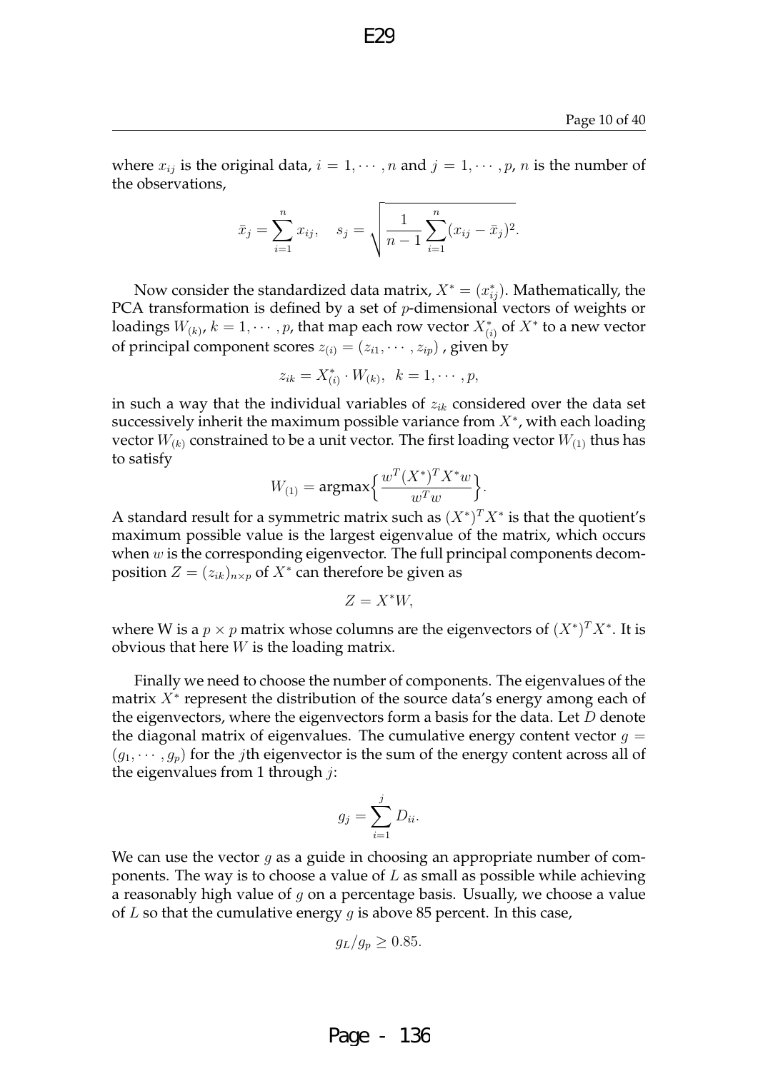where $x_{ij}$ is the original data, $i = 1, \cdots, n$ and $j = 1, \cdots, p$, $n$ is the number of the observations,

$$\bar{x}_j = \sum_{i=1}^{n} x_{ij}, \quad s_j = \sqrt{\frac{1}{n-1} \sum_{i=1}^{n} (x_{ij} - \bar{x}_j)^2}.$$

Now consider the standardized data matrix, $X^* = (x^*_{ij})$. Mathematically, the PCA transformation is defined by a set of $p$-dimensional vectors of weights or loadings $W_{(k)}$, $k = 1, \cdots, p$, that map each row vector $X^*_{(i)}$ of $X^*$ to a new vector of principal component scores $z_{(i)} = (z_{i1}, \cdots, z_{ip})$ , given by

$$z_{ik} = X^*_{(i)} \cdot W_{(k)}, \ \ k = 1, \cdots, p,$$

in such a way that the individual variables of $z_{ik}$ considered over the data set successively inherit the maximum possible variance from $X^*$, with each loading vector $W_{(k)}$ constrained to be a unit vector. The first loading vector $W_{(1)}$ thus has to satisfy

$$W_{(1)} = \text{argmax}\Big\{ \frac{w^T (X^*)^T X^* w}{w^T w} \Big\}.$$

A standard result for a symmetric matrix such as $(X^*)^T X^*$ is that the quotient's maximum possible value is the largest eigenvalue of the matrix, which occurs when $w$ is the corresponding eigenvector. The full principal components decomposition $Z = (z_{ik})_{n \times p}$ of $X^*$ can therefore be given as

$$Z = X^* W,$$

where W is a $p \times p$ matrix whose columns are the eigenvectors of $(X^*)^T X^*$. It is obvious that here $W$ is the loading matrix.

Finally we need to choose the number of components. The eigenvalues of the matrix $X^*$ represent the distribution of the source data's energy among each of the eigenvectors, where the eigenvectors form a basis for the data. Let $D$ denote the diagonal matrix of eigenvalues. The cumulative energy content vector $g = (g_1, \cdots, g_p)$ for the $j$th eigenvector is the sum of the energy content across all of the eigenvalues from 1 through $j$:

$$g_j = \sum_{i=1}^{j} D_{ii}.$$

We can use the vector $g$ as a guide in choosing an appropriate number of components. The way is to choose a value of $L$ as small as possible while achieving a reasonably high value of $g$ on a percentage basis. Usually, we choose a value of $L$ so that the cumulative energy $g$ is above 85 percent. In this case,

$$g_L / g_p \geq 0.85.$$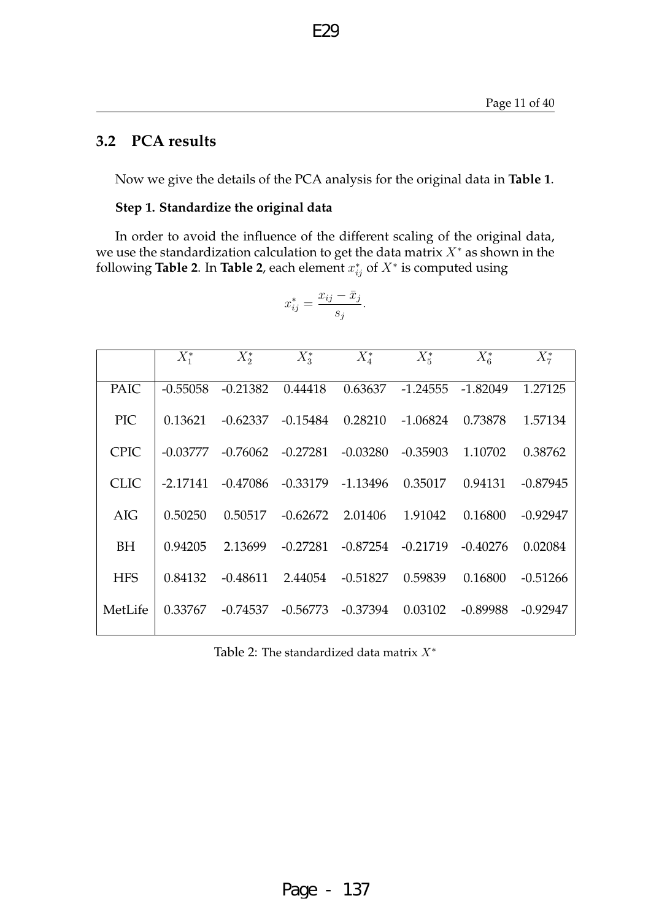## 3.2 PCA results

Now we give the details of the PCA analysis for the original data in **Table 1**.

**Step 1. Standardize the original data**

In order to avoid the influence of the different scaling of the original data, we use the standardization calculation to get the data matrix $X^*$ as shown in the following **Table 2**. In **Table 2**, each element $x^*_{ij}$ of $X^*$ is computed using

$$x^*_{ij} = \frac{x_{ij} - \bar{x}_j}{s_j}.$$

| | $X_1^*$ | $X_2^*$ | $X_3^*$ | $X_4^*$ | $X_5^*$ | $X_6^*$ | $X_7^*$ |
|---|---|---|---|---|---|---|---|
| PAIC | -0.55058 | -0.21382 | 0.44418 | 0.63637 | -1.24555 | -1.82049 | 1.27125 |
| PIC | 0.13621 | -0.62337 | -0.15484 | 0.28210 | -1.06824 | 0.73878 | 1.57134 |
| CPIC | -0.03777 | -0.76062 | -0.27281 | -0.03280 | -0.35903 | 1.10702 | 0.38762 |
| CLIC | -2.17141 | -0.47086 | -0.33179 | -1.13496 | 0.35017 | 0.94131 | -0.87945 |
| AIG | 0.50250 | 0.50517 | -0.62672 | 2.01406 | 1.91042 | 0.16800 | -0.92947 |
| BH | 0.94205 | 2.13699 | -0.27281 | -0.87254 | -0.21719 | -0.40276 | 0.02084 |
| HFS | 0.84132 | -0.48611 | 2.44054 | -0.51827 | 0.59839 | 0.16800 | -0.51266 |
| MetLife | 0.33767 | -0.74537 | -0.56773 | -0.37394 | 0.03102 | -0.89988 | -0.92947 |

Table 2: The standardized data matrix $X^*$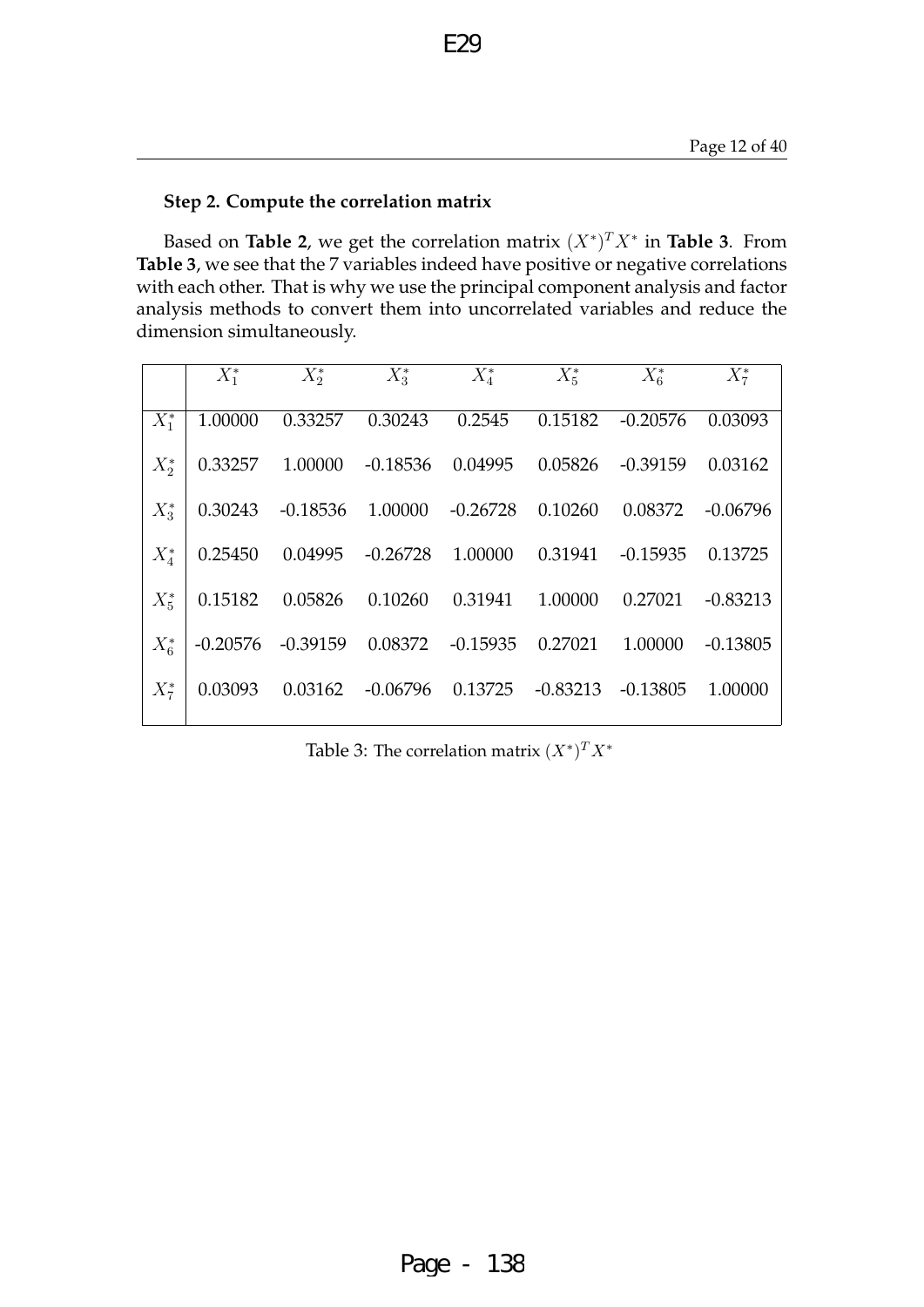**Step 2. Compute the correlation matrix**

Based on **Table 2**, we get the correlation matrix $(X^*)^T X^*$ in **Table 3**. From **Table 3**, we see that the 7 variables indeed have positive or negative correlations with each other. That is why we use the principal component analysis and factor analysis methods to convert them into uncorrelated variables and reduce the dimension simultaneously.

| | $X_1^*$ | $X_2^*$ | $X_3^*$ | $X_4^*$ | $X_5^*$ | $X_6^*$ | $X_7^*$ |
|---|---|---|---|---|---|---|---|
| $X_1^*$ | 1.00000 | 0.33257 | 0.30243 | 0.2545 | 0.15182 | -0.20576 | 0.03093 |
| $X_2^*$ | 0.33257 | 1.00000 | -0.18536 | 0.04995 | 0.05826 | -0.39159 | 0.03162 |
| $X_3^*$ | 0.30243 | -0.18536 | 1.00000 | -0.26728 | 0.10260 | 0.08372 | -0.06796 |
| $X_4^*$ | 0.25450 | 0.04995 | -0.26728 | 1.00000 | 0.31941 | -0.15935 | 0.13725 |
| $X_5^*$ | 0.15182 | 0.05826 | 0.10260 | 0.31941 | 1.00000 | 0.27021 | -0.83213 |
| $X_6^*$ | -0.20576 | -0.39159 | 0.08372 | -0.15935 | 0.27021 | 1.00000 | -0.13805 |
| $X_7^*$ | 0.03093 | 0.03162 | -0.06796 | 0.13725 | -0.83213 | -0.13805 | 1.00000 |

Table 3: The correlation matrix $(X^*)^T X^*$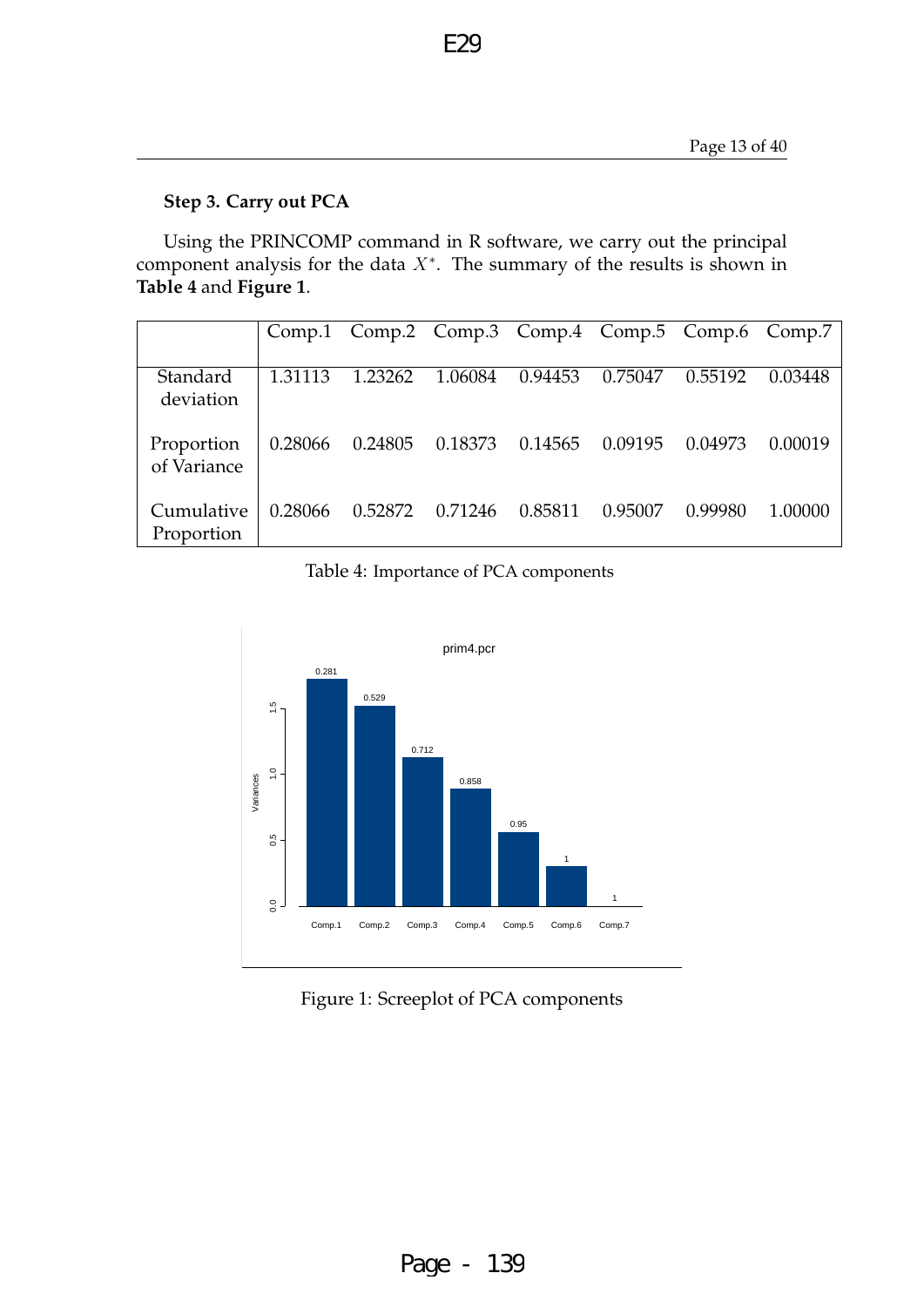**Step 3. Carry out PCA**

Using the PRINCOMP command in R software, we carry out the principal component analysis for the data $X^*$. The summary of the results is shown in **Table 4** and **Figure 1**.

| | Comp.1 | Comp.2 | Comp.3 | Comp.4 | Comp.5 | Comp.6 | Comp.7 |
|---|---|---|---|---|---|---|---|
| Standard deviation | 1.31113 | 1.23262 | 1.06084 | 0.94453 | 0.75047 | 0.55192 | 0.03448 |
| Proportion of Variance | 0.28066 | 0.24805 | 0.18373 | 0.14565 | 0.09195 | 0.04973 | 0.00019 |
| Cumulative Proportion | 0.28066 | 0.52872 | 0.71246 | 0.85811 | 0.95007 | 0.99980 | 1.00000 |

Table 4: Importance of PCA components

Figure 1: Screeplot of PCA components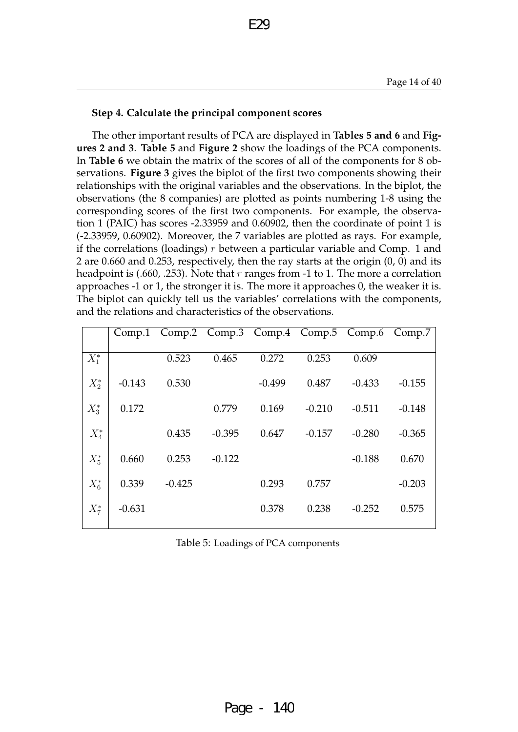**Step 4. Calculate the principal component scores**

The other important results of PCA are displayed in **Tables 5 and 6** and **Figures 2 and 3**. **Table 5** and **Figure 2** show the loadings of the PCA components. In **Table 6** we obtain the matrix of the scores of all of the components for 8 observations. **Figure 3** gives the biplot of the first two components showing their relationships with the original variables and the observations. In the biplot, the observations (the 8 companies) are plotted as points numbering 1-8 using the corresponding scores of the first two components. For example, the observation 1 (PAIC) has scores -2.33959 and 0.60902, then the coordinate of point 1 is (-2.33959, 0.60902). Moreover, the 7 variables are plotted as rays. For example, if the correlations (loadings) $r$ between a particular variable and Comp. 1 and 2 are 0.660 and 0.253, respectively, then the ray starts at the origin (0, 0) and its headpoint is (.660, .253). Note that $r$ ranges from -1 to 1. The more a correlation approaches -1 or 1, the stronger it is. The more it approaches 0, the weaker it is. The biplot can quickly tell us the variables' correlations with the components, and the relations and characteristics of the observations.

| | Comp.1 | Comp.2 | Comp.3 | Comp.4 | Comp.5 | Comp.6 | Comp.7 |
|---|---|---|---|---|---|---|---|
| $X_1^*$ | | 0.523 | 0.465 | 0.272 | 0.253 | 0.609 | |
| $X_2^*$ | -0.143 | 0.530 | | -0.499 | 0.487 | -0.433 | -0.155 |
| $X_3^*$ | 0.172 | | 0.779 | 0.169 | -0.210 | -0.511 | -0.148 |
| $X_4^*$ | | 0.435 | -0.395 | 0.647 | -0.157 | -0.280 | -0.365 |
| $X_5^*$ | 0.660 | 0.253 | -0.122 | | | -0.188 | 0.670 |
| $X_6^*$ | 0.339 | -0.425 | | 0.293 | 0.757 | | -0.203 |
| $X_7^*$ | -0.631 | | | 0.378 | 0.238 | -0.252 | 0.575 |

Table 5: Loadings of PCA components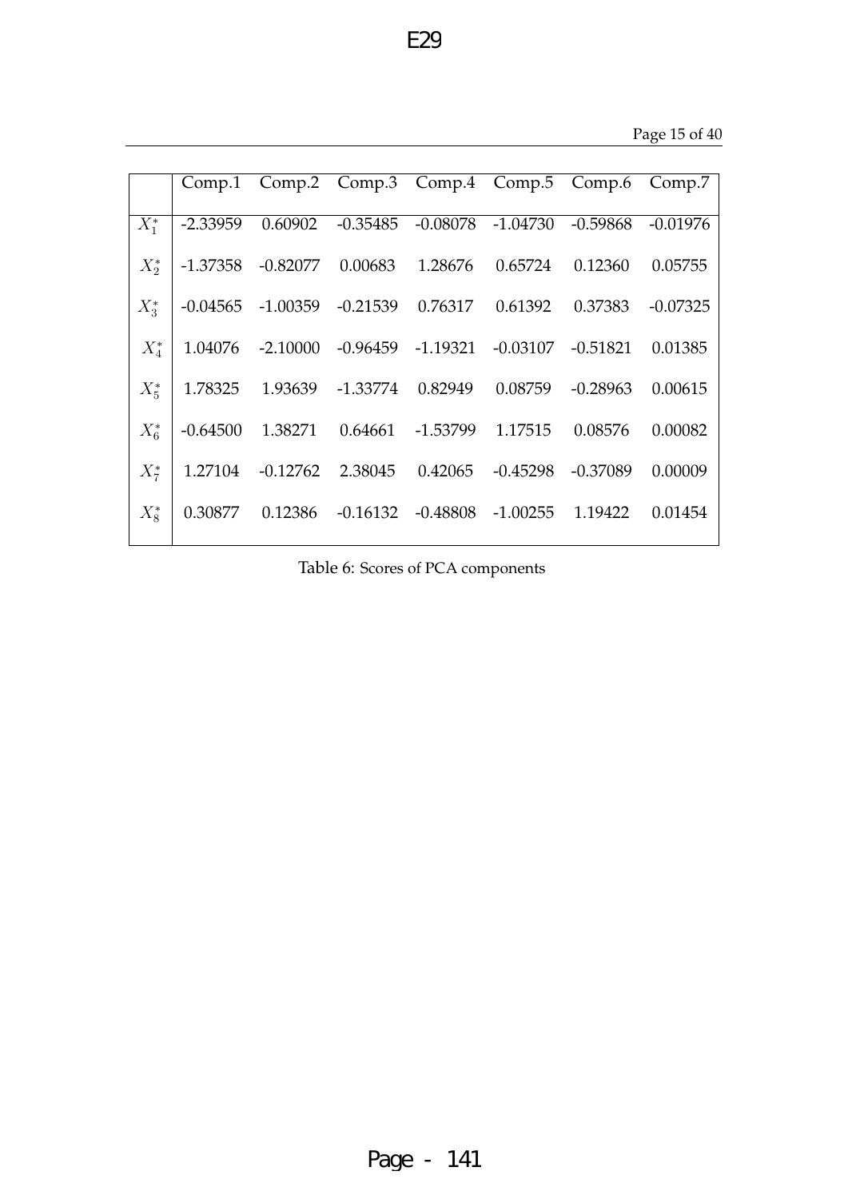| | Comp.1 | Comp.2 | Comp.3 | Comp.4 | Comp.5 | Comp.6 | Comp.7 |
|---|---|---|---|---|---|---|---|
| $X_1^*$ | -2.33959 | 0.60902 | -0.35485 | -0.08078 | -1.04730 | -0.59868 | -0.01976 |
| $X_2^*$ | -1.37358 | -0.82077 | 0.00683 | 1.28676 | 0.65724 | 0.12360 | 0.05755 |
| $X_3^*$ | -0.04565 | -1.00359 | -0.21539 | 0.76317 | 0.61392 | 0.37383 | -0.07325 |
| $X_4^*$ | 1.04076 | -2.10000 | -0.96459 | -1.19321 | -0.03107 | -0.51821 | 0.01385 |
| $X_5^*$ | 1.78325 | 1.93639 | -1.33774 | 0.82949 | 0.08759 | -0.28963 | 0.00615 |
| $X_6^*$ | -0.64500 | 1.38271 | 0.64661 | -1.53799 | 1.17515 | 0.08576 | 0.00082 |
| $X_7^*$ | 1.27104 | -0.12762 | 2.38045 | 0.42065 | -0.45298 | -0.37089 | 0.00009 |
| $X_8^*$ | 0.30877 | 0.12386 | -0.16132 | -0.48808 | -1.00255 | 1.19422 | 0.01454 |

Table 6: Scores of PCA components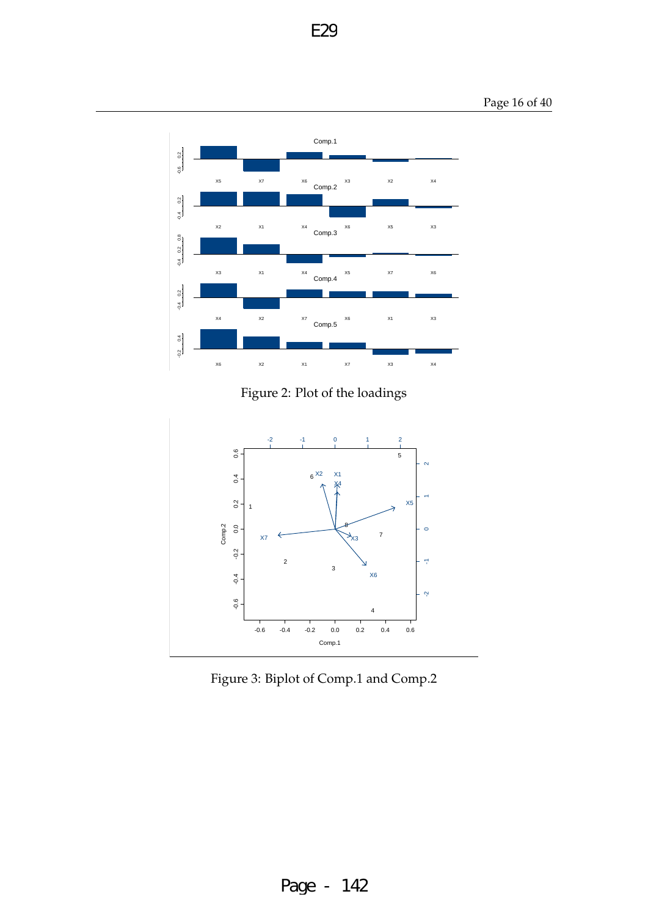Figure 2: Plot of the loadings

Figure 3: Biplot of Comp.1 and Comp.2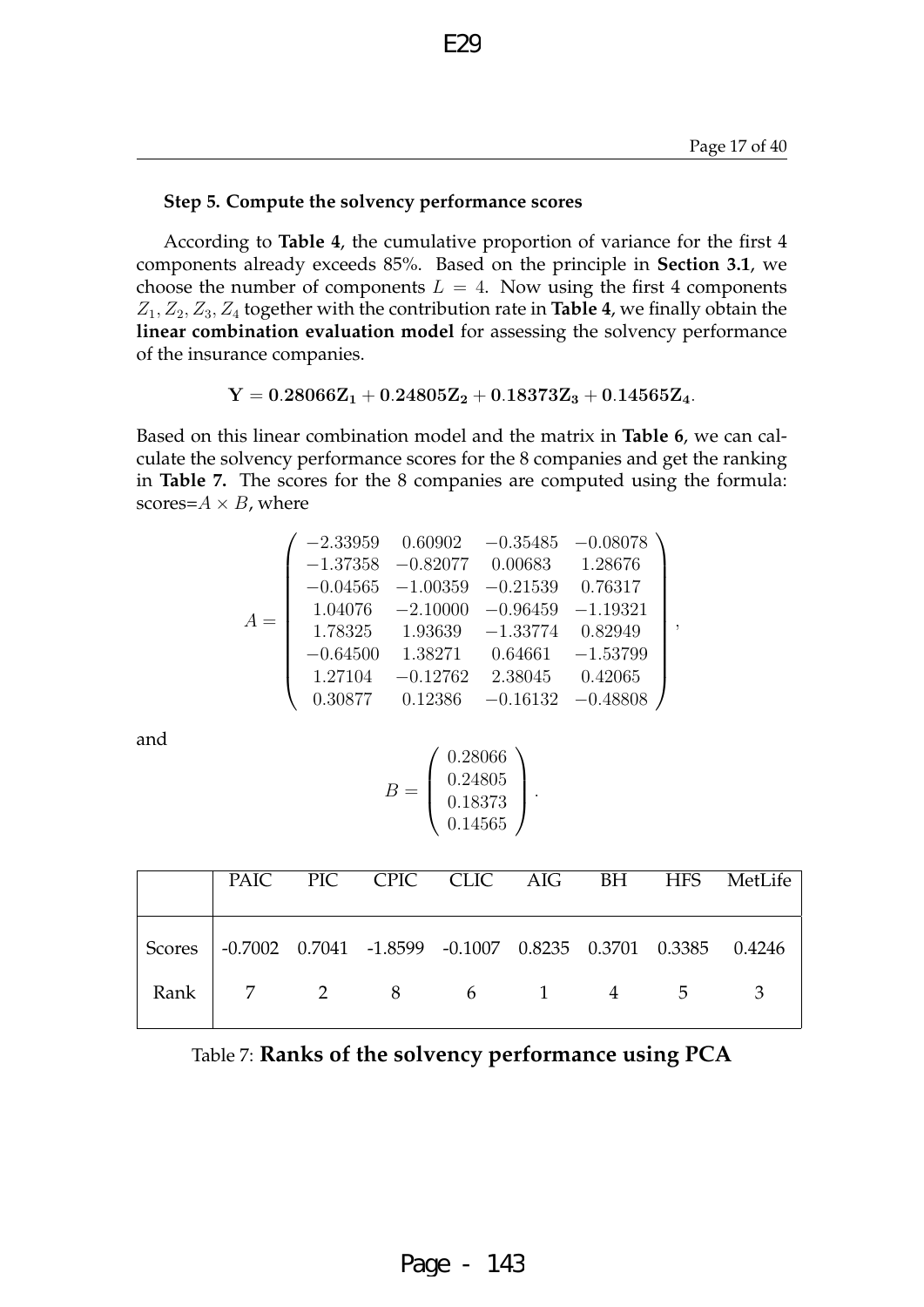**Step 5. Compute the solvency performance scores**

According to **Table 4**, the cumulative proportion of variance for the first 4 components already exceeds 85%. Based on the principle in **Section 3.1**, we choose the number of components $L = 4$. Now using the first 4 components $Z_1, Z_2, Z_3, Z_4$ together with the contribution rate in **Table 4**, we finally obtain the **linear combination evaluation model** for assessing the solvency performance of the insurance companies.

$$\mathbf{Y = 0.28066Z_1 + 0.24805Z_2 + 0.18373Z_3 + 0.14565Z_4}.$$

Based on this linear combination model and the matrix in **Table 6**, we can calculate the solvency performance scores for the 8 companies and get the ranking in **Table 7.** The scores for the 8 companies are computed using the formula: scores=$A \times B$, where

$$A = \begin{pmatrix} -2.33959 & 0.60902 & -0.35485 & -0.08078 \\ -1.37358 & -0.82077 & 0.00683 & 1.28676 \\ -0.04565 & -1.00359 & -0.21539 & 0.76317 \\ 1.04076 & -2.10000 & -0.96459 & -1.19321 \\ 1.78325 & 1.93639 & -1.33774 & 0.82949 \\ -0.64500 & 1.38271 & 0.64661 & -1.53799 \\ 1.27104 & -0.12762 & 2.38045 & 0.42065 \\ 0.30877 & 0.12386 & -0.16132 & -0.48808 \end{pmatrix},$$

and

$$B = \begin{pmatrix} 0.28066 \\ 0.24805 \\ 0.18373 \\ 0.14565 \end{pmatrix}.$$

| | PAIC | PIC | CPIC | CLIC | AIG | BH | HFS | MetLife |
|---|---|---|---|---|---|---|---|---|
| Scores | -0.7002 | 0.7041 | -1.8599 | -0.1007 | 0.8235 | 0.3701 | 0.3385 | 0.4246 |
| Rank | 7 | 2 | 8 | 6 | 1 | 4 | 5 | 3 |

Table 7: **Ranks of the solvency performance using PCA**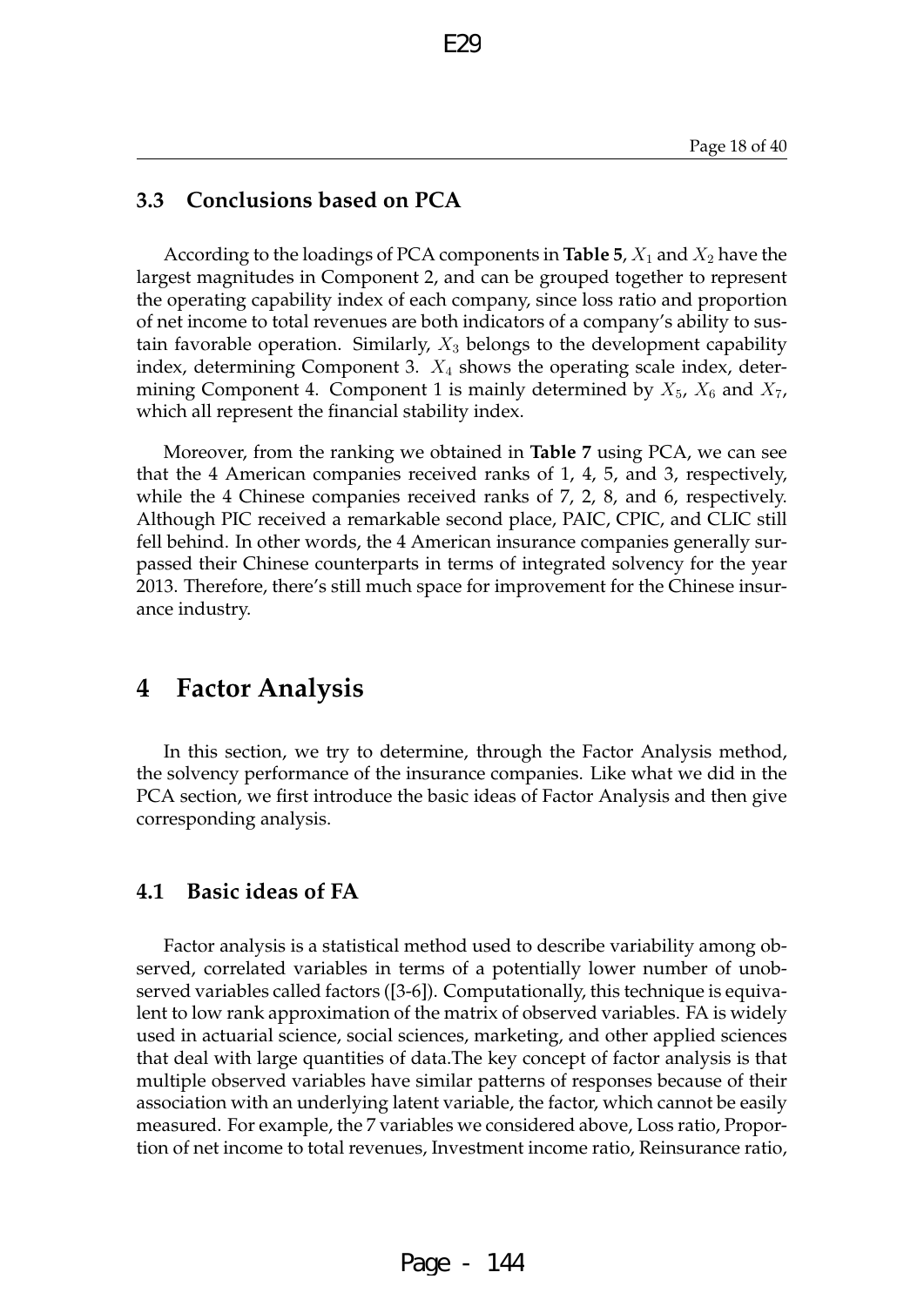### 3.3 Conclusions based on PCA

According to the loadings of PCA components in **Table 5**, $X_1$ and $X_2$ have the largest magnitudes in Component 2, and can be grouped together to represent the operating capability index of each company, since loss ratio and proportion of net income to total revenues are both indicators of a company's ability to sustain favorable operation. Similarly, $X_3$ belongs to the development capability index, determining Component 3. $X_4$ shows the operating scale index, determining Component 4. Component 1 is mainly determined by $X_5$, $X_6$ and $X_7$, which all represent the financial stability index.

Moreover, from the ranking we obtained in **Table 7** using PCA, we can see that the 4 American companies received ranks of 1, 4, 5, and 3, respectively, while the 4 Chinese companies received ranks of 7, 2, 8, and 6, respectively. Although PIC received a remarkable second place, PAIC, CPIC, and CLIC still fell behind. In other words, the 4 American insurance companies generally surpassed their Chinese counterparts in terms of integrated solvency for the year 2013. Therefore, there's still much space for improvement for the Chinese insurance industry.

## 4 Factor Analysis

In this section, we try to determine, through the Factor Analysis method, the solvency performance of the insurance companies. Like what we did in the PCA section, we first introduce the basic ideas of Factor Analysis and then give corresponding analysis.

### 4.1 Basic ideas of FA

Factor analysis is a statistical method used to describe variability among observed, correlated variables in terms of a potentially lower number of unobserved variables called factors ([3-6]). Computationally, this technique is equivalent to low rank approximation of the matrix of observed variables. FA is widely used in actuarial science, social sciences, marketing, and other applied sciences that deal with large quantities of data.The key concept of factor analysis is that multiple observed variables have similar patterns of responses because of their association with an underlying latent variable, the factor, which cannot be easily measured. For example, the 7 variables we considered above, Loss ratio, Proportion of net income to total revenues, Investment income ratio, Reinsurance ratio,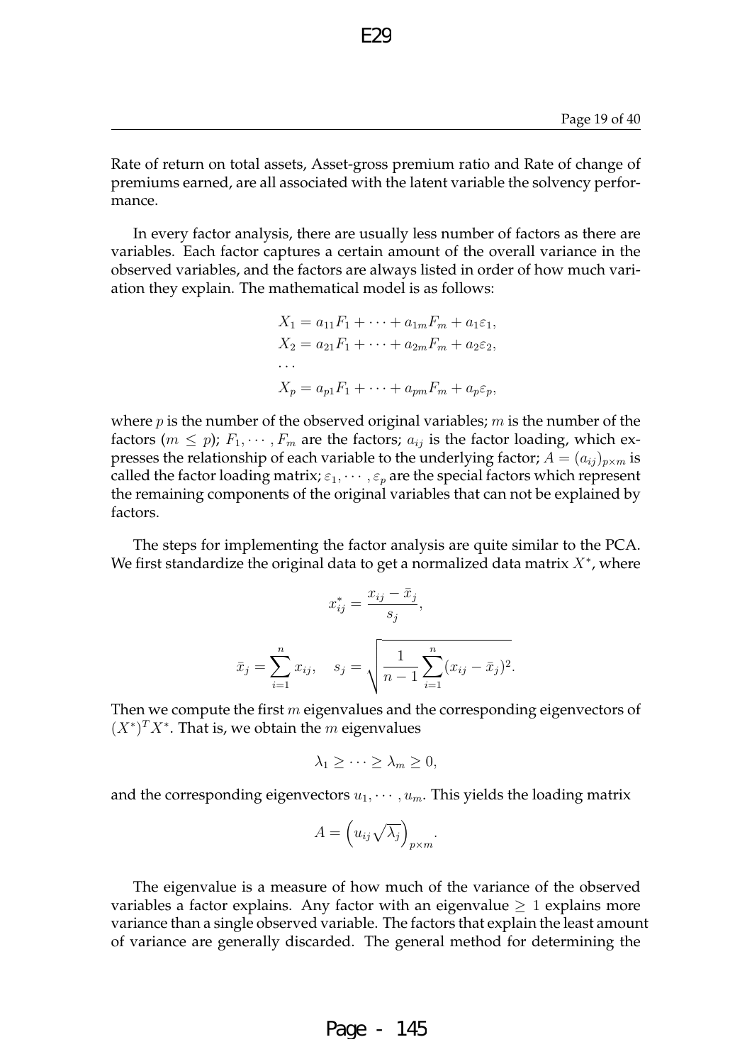Rate of return on total assets, Asset-gross premium ratio and Rate of change of premiums earned, are all associated with the latent variable the solvency performance.

In every factor analysis, there are usually less number of factors as there are variables. Each factor captures a certain amount of the overall variance in the observed variables, and the factors are always listed in order of how much variation they explain. The mathematical model is as follows:

$$
\begin{aligned}
&X_1 = a_{11}F_1 + \cdots + a_{1m}F_m + a_1\varepsilon_1, \\
&X_2 = a_{21}F_1 + \cdots + a_{2m}F_m + a_2\varepsilon_2, \\
&\cdots \\
&X_p = a_{p1}F_1 + \cdots + a_{pm}F_m + a_p\varepsilon_p,
\end{aligned}
$$

where $p$ is the number of the observed original variables; $m$ is the number of the factors ($m \leq p$); $F_1, \cdots, F_m$ are the factors; $a_{ij}$ is the factor loading, which expresses the relationship of each variable to the underlying factor; $A = (a_{ij})_{p\times m}$ is called the factor loading matrix; $\varepsilon_1, \cdots, \varepsilon_p$ are the special factors which represent the remaining components of the original variables that can not be explained by factors.

The steps for implementing the factor analysis are quite similar to the PCA. We first standardize the original data to get a normalized data matrix $X^*$, where

$$
x_{ij}^* = \frac{x_{ij} - \bar{x}_j}{s_j},
$$

$$
\bar{x}_j = \sum_{i=1}^{n} x_{ij}, \quad s_j = \sqrt{\frac{1}{n-1}\sum_{i=1}^{n}(x_{ij} - \bar{x}_j)^2}.
$$

Then we compute the first $m$ eigenvalues and the corresponding eigenvectors of $(X^*)^T X^*$. That is, we obtain the $m$ eigenvalues

$$
\lambda_1 \geq \cdots \geq \lambda_m \geq 0,
$$

and the corresponding eigenvectors $u_1, \cdots, u_m$. This yields the loading matrix

$$
A = \left(u_{ij}\sqrt{\lambda_j}\right)_{p\times m}.
$$

The eigenvalue is a measure of how much of the variance of the observed variables a factor explains. Any factor with an eigenvalue $\geq 1$ explains more variance than a single observed variable. The factors that explain the least amount of variance are generally discarded. The general method for determining the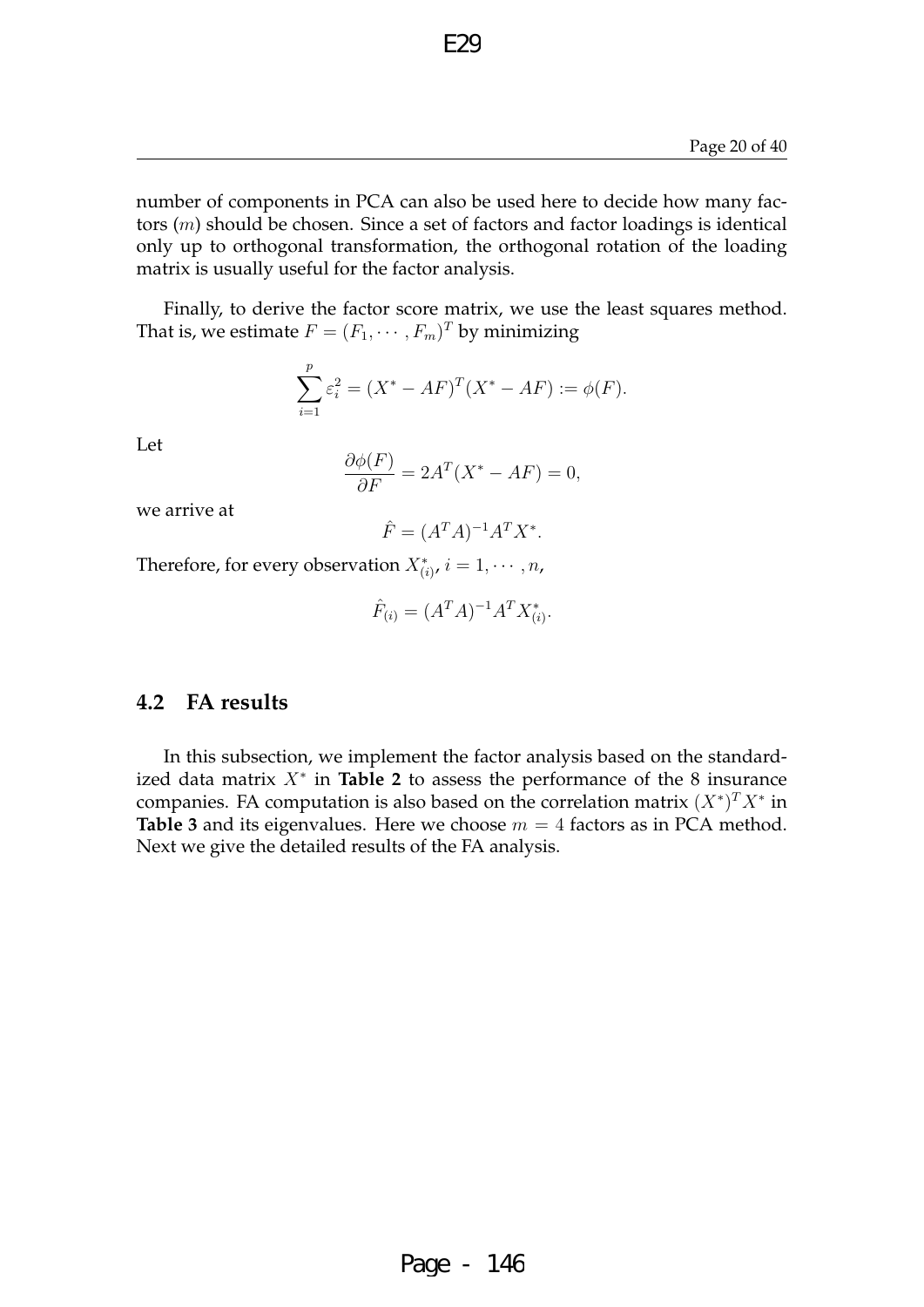number of components in PCA can also be used here to decide how many factors ($m$) should be chosen. Since a set of factors and factor loadings is identical only up to orthogonal transformation, the orthogonal rotation of the loading matrix is usually useful for the factor analysis.

Finally, to derive the factor score matrix, we use the least squares method. That is, we estimate $F = (F_1, \cdots, F_m)^T$ by minimizing

$$\sum_{i=1}^{p} \varepsilon_i^2 = (X^* - AF)^T (X^* - AF) := \phi(F).$$

Let

$$\frac{\partial \phi(F)}{\partial F} = 2A^T (X^* - AF) = 0,$$

we arrive at

$$\hat{F} = (A^T A)^{-1} A^T X^*.$$

Therefore, for every observation $X^*_{(i)}$, $i = 1, \cdots, n$,

$$\hat{F}_{(i)} = (A^T A)^{-1} A^T X^*_{(i)}.$$

## 4.2 FA results

In this subsection, we implement the factor analysis based on the standardized data matrix $X^*$ in **Table 2** to assess the performance of the 8 insurance companies. FA computation is also based on the correlation matrix $(X^*)^T X^*$ in **Table 3** and its eigenvalues. Here we choose $m = 4$ factors as in PCA method. Next we give the detailed results of the FA analysis.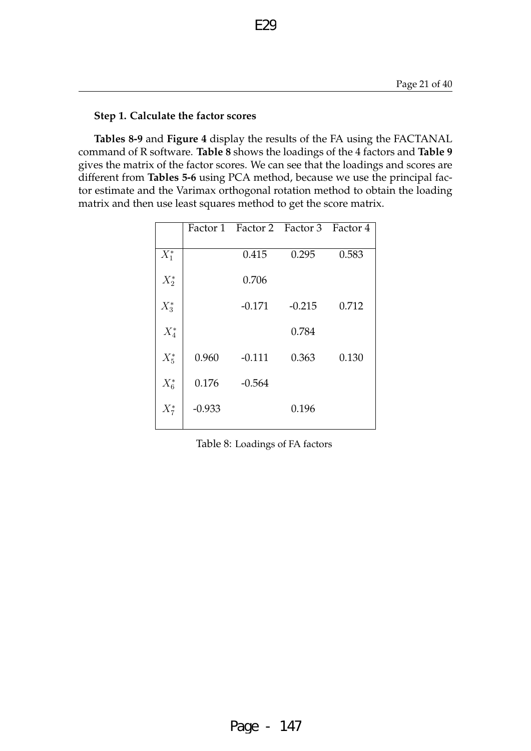**Step 1. Calculate the factor scores**

**Tables 8-9** and **Figure 4** display the results of the FA using the FACTANAL command of R software. **Table 8** shows the loadings of the 4 factors and **Table 9** gives the matrix of the factor scores. We can see that the loadings and scores are different from **Tables 5-6** using PCA method, because we use the principal factor estimate and the Varimax orthogonal rotation method to obtain the loading matrix and then use least squares method to get the score matrix.

| | Factor 1 | Factor 2 | Factor 3 | Factor 4 |
|---|---|---|---|---|
| $X_1^*$ | | 0.415 | 0.295 | 0.583 |
| $X_2^*$ | | 0.706 | | |
| $X_3^*$ | | -0.171 | -0.215 | 0.712 |
| $X_4^*$ | | | 0.784 | |
| $X_5^*$ | 0.960 | -0.111 | 0.363 | 0.130 |
| $X_6^*$ | 0.176 | -0.564 | | |
| $X_7^*$ | -0.933 | | 0.196 | |

Table 8: Loadings of FA factors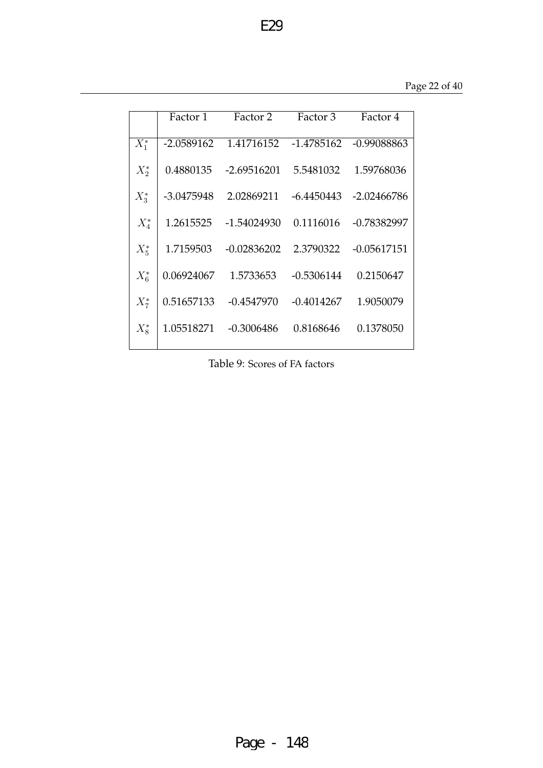|  | Factor 1 | Factor 2 | Factor 3 | Factor 4 |
| --- | --- | --- | --- | --- |
| $X_1^*$ | -2.0589162 | 1.41716152 | -1.4785162 | -0.99088863 |
| $X_2^*$ | 0.4880135 | -2.69516201 | 5.5481032 | 1.59768036 |
| $X_3^*$ | -3.0475948 | 2.02869211 | -6.4450443 | -2.02466786 |
| $X_4^*$ | 1.2615525 | -1.54024930 | 0.1116016 | -0.78382997 |
| $X_5^*$ | 1.7159503 | -0.02836202 | 2.3790322 | -0.05617151 |
| $X_6^*$ | 0.06924067 | 1.5733653 | -0.5306144 | 0.2150647 |
| $X_7^*$ | 0.51657133 | -0.4547970 | -0.4014267 | 1.9050079 |
| $X_8^*$ | 1.05518271 | -0.3006486 | 0.8168646 | 0.1378050 |

Table 9: Scores of FA factors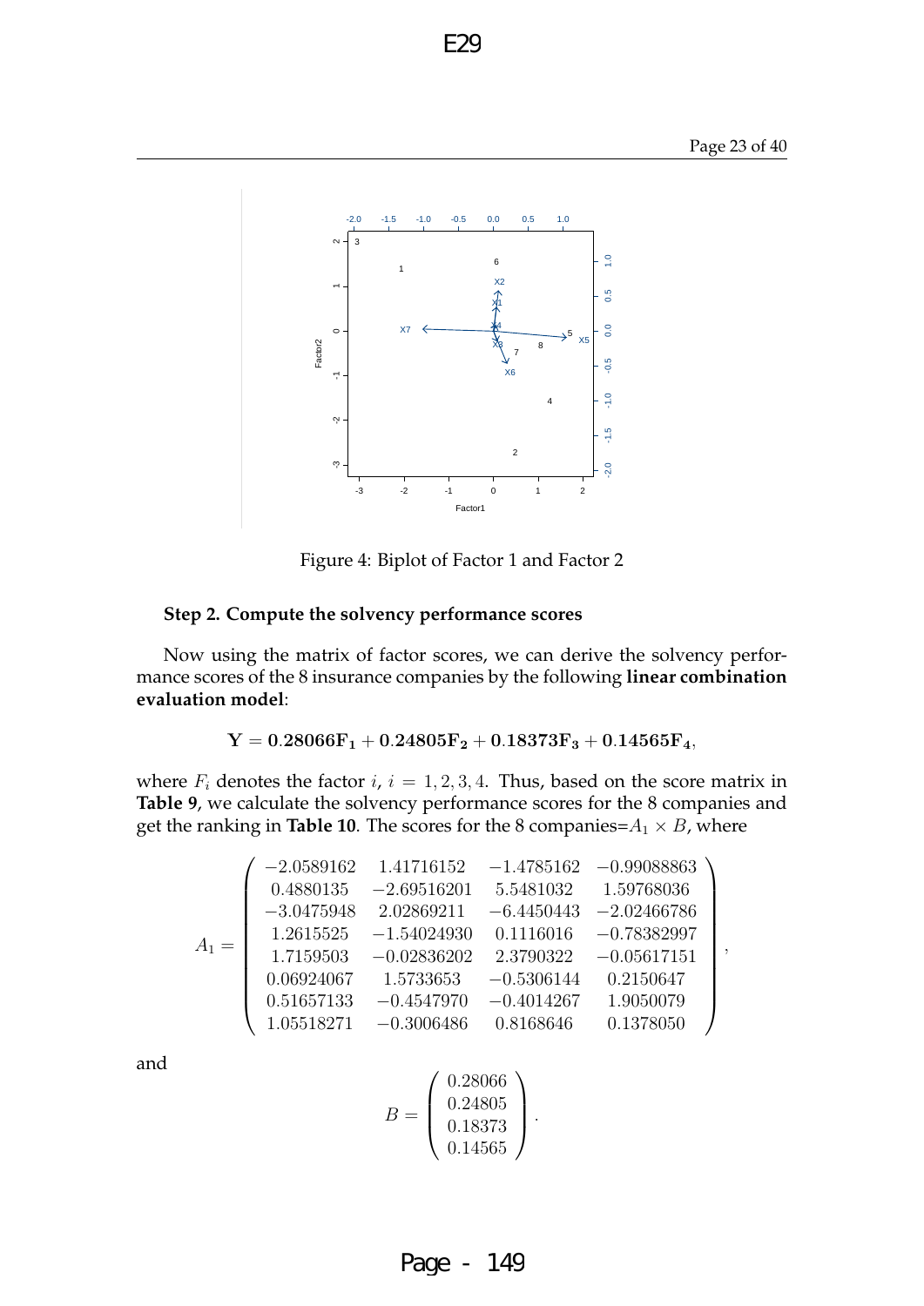Figure 4: Biplot of Factor 1 and Factor 2

**Step 2. Compute the solvency performance scores**

Now using the matrix of factor scores, we can derive the solvency performance scores of the 8 insurance companies by the following **linear combination evaluation model**:

$$\mathbf{Y = 0.28066F_1 + 0.24805F_2 + 0.18373F_3 + 0.14565F_4},$$

where $F_i$ denotes the factor $i$, $i = 1, 2, 3, 4$. Thus, based on the score matrix in **Table 9**, we calculate the solvency performance scores for the 8 companies and get the ranking in **Table 10**. The scores for the 8 companies$=A_1 \times B$, where

$$A_1 = \begin{pmatrix} -2.0589162 & 1.41716152 & -1.4785162 & -0.99088863 \\ 0.4880135 & -2.69516201 & 5.5481032 & 1.59768036 \\ -3.0475948 & 2.02869211 & -6.4450443 & -2.02466786 \\ 1.2615525 & -1.54024930 & 0.1116016 & -0.78382997 \\ 1.7159503 & -0.02836202 & 2.3790322 & -0.05617151 \\ 0.06924067 & 1.5733653 & -0.5306144 & 0.2150647 \\ 0.51657133 & -0.4547970 & -0.4014267 & 1.9050079 \\ 1.05518271 & -0.3006486 & 0.8168646 & 0.1378050 \end{pmatrix},$$

and

$$B = \begin{pmatrix} 0.28066 \\ 0.24805 \\ 0.18373 \\ 0.14565 \end{pmatrix}.$$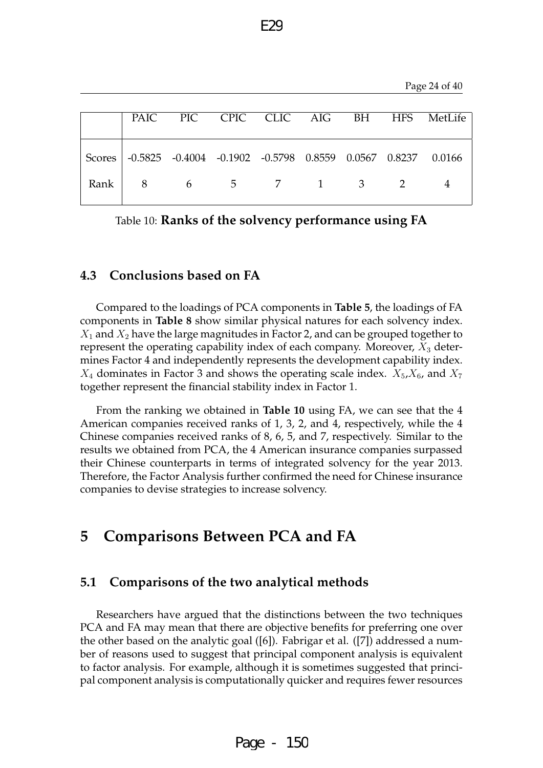| | PAIC | PIC | CPIC | CLIC | AIG | BH | HFS | MetLife |
|---|---|---|---|---|---|---|---|---|
| Scores | -0.5825 | -0.4004 | -0.1902 | -0.5798 | 0.8559 | 0.0567 | 0.8237 | 0.0166 |
| Rank | 8 | 6 | 5 | 7 | 1 | 3 | 2 | 4 |

Table 10: **Ranks of the solvency performance using FA**

### 4.3 Conclusions based on FA

Compared to the loadings of PCA components in **Table 5**, the loadings of FA components in **Table 8** show similar physical natures for each solvency index. $X_1$ and $X_2$ have the large magnitudes in Factor 2, and can be grouped together to represent the operating capability index of each company. Moreover, $X_3$ determines Factor 4 and independently represents the development capability index. $X_4$ dominates in Factor 3 and shows the operating scale index. $X_5$,$X_6$, and $X_7$ together represent the financial stability index in Factor 1.

From the ranking we obtained in **Table 10** using FA, we can see that the 4 American companies received ranks of 1, 3, 2, and 4, respectively, while the 4 Chinese companies received ranks of 8, 6, 5, and 7, respectively. Similar to the results we obtained from PCA, the 4 American insurance companies surpassed their Chinese counterparts in terms of integrated solvency for the year 2013. Therefore, the Factor Analysis further confirmed the need for Chinese insurance companies to devise strategies to increase solvency.

## 5 Comparisons Between PCA and FA

### 5.1 Comparisons of the two analytical methods

Researchers have argued that the distinctions between the two techniques PCA and FA may mean that there are objective benefits for preferring one over the other based on the analytic goal ([6]). Fabrigar et al. ([7]) addressed a number of reasons used to suggest that principal component analysis is equivalent to factor analysis. For example, although it is sometimes suggested that principal component analysis is computationally quicker and requires fewer resources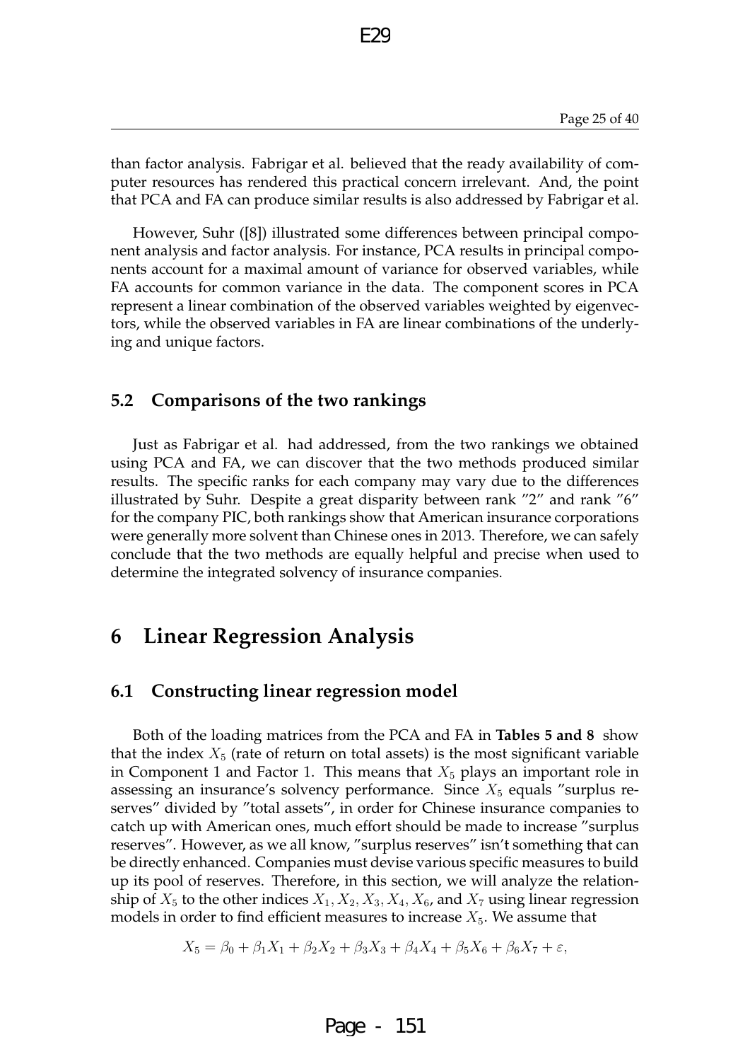than factor analysis. Fabrigar et al. believed that the ready availability of computer resources has rendered this practical concern irrelevant. And, the point that PCA and FA can produce similar results is also addressed by Fabrigar et al.

However, Suhr ([8]) illustrated some differences between principal component analysis and factor analysis. For instance, PCA results in principal components account for a maximal amount of variance for observed variables, while FA accounts for common variance in the data. The component scores in PCA represent a linear combination of the observed variables weighted by eigenvectors, while the observed variables in FA are linear combinations of the underlying and unique factors.

## 5.2 Comparisons of the two rankings

Just as Fabrigar et al. had addressed, from the two rankings we obtained using PCA and FA, we can discover that the two methods produced similar results. The specific ranks for each company may vary due to the differences illustrated by Suhr. Despite a great disparity between rank "2" and rank "6" for the company PIC, both rankings show that American insurance corporations were generally more solvent than Chinese ones in 2013. Therefore, we can safely conclude that the two methods are equally helpful and precise when used to determine the integrated solvency of insurance companies.

# 6 Linear Regression Analysis

## 6.1 Constructing linear regression model

Both of the loading matrices from the PCA and FA in **Tables 5 and 8** show that the index $X_5$ (rate of return on total assets) is the most significant variable in Component 1 and Factor 1. This means that $X_5$ plays an important role in assessing an insurance's solvency performance. Since $X_5$ equals "surplus reserves" divided by "total assets", in order for Chinese insurance companies to catch up with American ones, much effort should be made to increase "surplus reserves". However, as we all know, "surplus reserves" isn't something that can be directly enhanced. Companies must devise various specific measures to build up its pool of reserves. Therefore, in this section, we will analyze the relationship of $X_5$ to the other indices $X_1, X_2, X_3, X_4, X_6$, and $X_7$ using linear regression models in order to find efficient measures to increase $X_5$. We assume that

$$X_5 = \beta_0 + \beta_1 X_1 + \beta_2 X_2 + \beta_3 X_3 + \beta_4 X_4 + \beta_5 X_6 + \beta_6 X_7 + \varepsilon,$$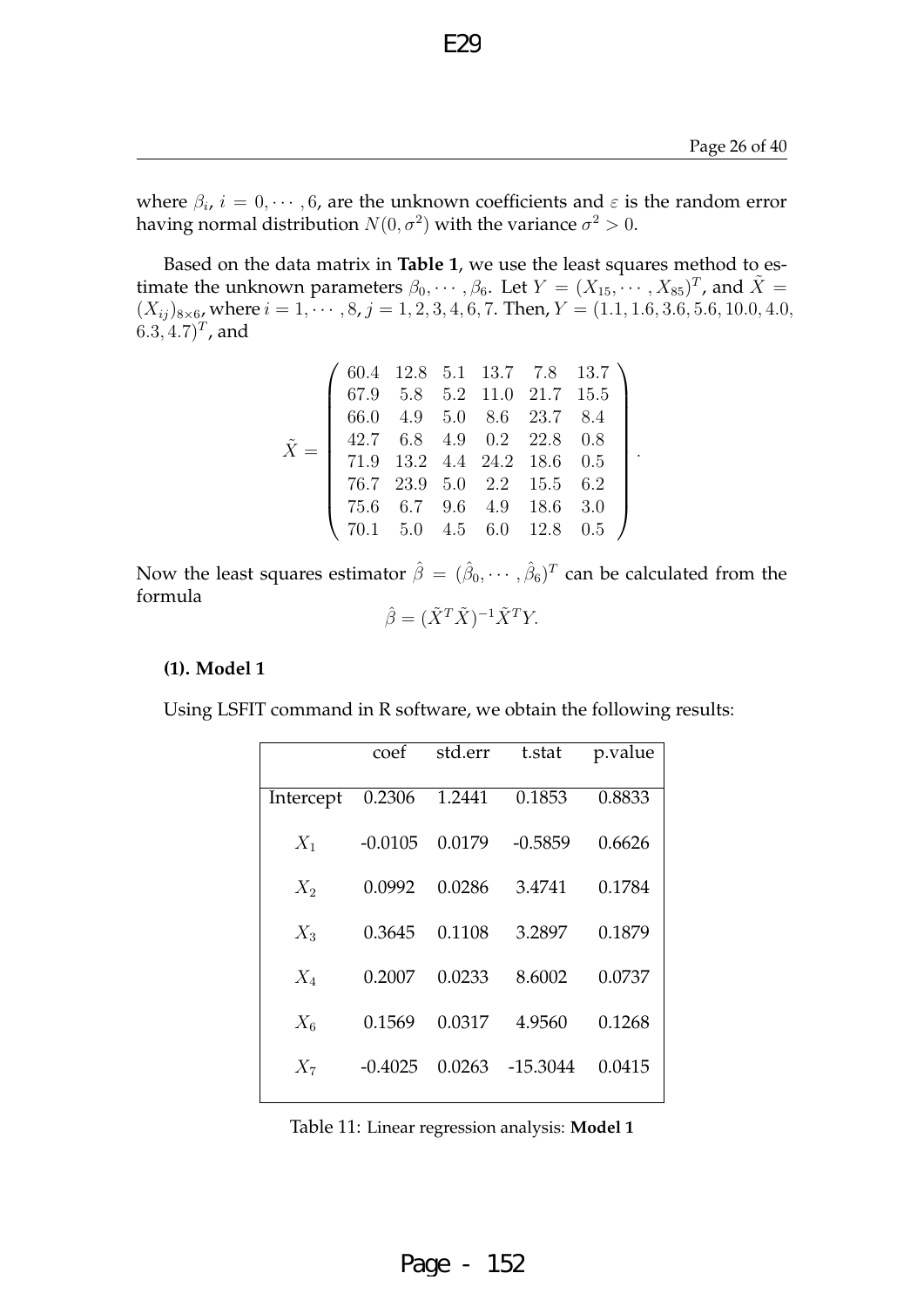where $\beta_i$, $i = 0, \cdots, 6$, are the unknown coefficients and $\varepsilon$ is the random error having normal distribution $N(0, \sigma^2)$ with the variance $\sigma^2 > 0$.

Based on the data matrix in **Table 1**, we use the least squares method to estimate the unknown parameters $\beta_0, \cdots, \beta_6$. Let $Y = (X_{15}, \cdots, X_{85})^T$, and $\tilde{X} = (X_{ij})_{8\times 6}$, where $i = 1, \cdots, 8$, $j = 1, 2, 3, 4, 6, 7$. Then, $Y = (1.1, 1.6, 3.6, 5.6, 10.0, 4.0, 6.3, 4.7)^T$, and

$$\tilde{X} = \begin{pmatrix} 60.4 & 12.8 & 5.1 & 13.7 & 7.8 & 13.7 \\ 67.9 & 5.8 & 5.2 & 11.0 & 21.7 & 15.5 \\ 66.0 & 4.9 & 5.0 & 8.6 & 23.7 & 8.4 \\ 42.7 & 6.8 & 4.9 & 0.2 & 22.8 & 0.8 \\ 71.9 & 13.2 & 4.4 & 24.2 & 18.6 & 0.5 \\ 76.7 & 23.9 & 5.0 & 2.2 & 15.5 & 6.2 \\ 75.6 & 6.7 & 9.6 & 4.9 & 18.6 & 3.0 \\ 70.1 & 5.0 & 4.5 & 6.0 & 12.8 & 0.5 \end{pmatrix}.$$

Now the least squares estimator $\hat{\beta} = (\hat{\beta}_0, \cdots, \hat{\beta}_6)^T$ can be calculated from the formula

$$\hat{\beta} = (\tilde{X}^T \tilde{X})^{-1} \tilde{X}^T Y.$$

**(1). Model 1**

Using LSFIT command in R software, we obtain the following results:

| | coef | std.err | t.stat | p.value |
|---|---|---|---|---|
| Intercept | 0.2306 | 1.2441 | 0.1853 | 0.8833 |
| $X_1$ | -0.0105 | 0.0179 | -0.5859 | 0.6626 |
| $X_2$ | 0.0992 | 0.0286 | 3.4741 | 0.1784 |
| $X_3$ | 0.3645 | 0.1108 | 3.2897 | 0.1879 |
| $X_4$ | 0.2007 | 0.0233 | 8.6002 | 0.0737 |
| $X_6$ | 0.1569 | 0.0317 | 4.9560 | 0.1268 |
| $X_7$ | -0.4025 | 0.0263 | -15.3044 | 0.0415 |

Table 11: Linear regression analysis: **Model 1**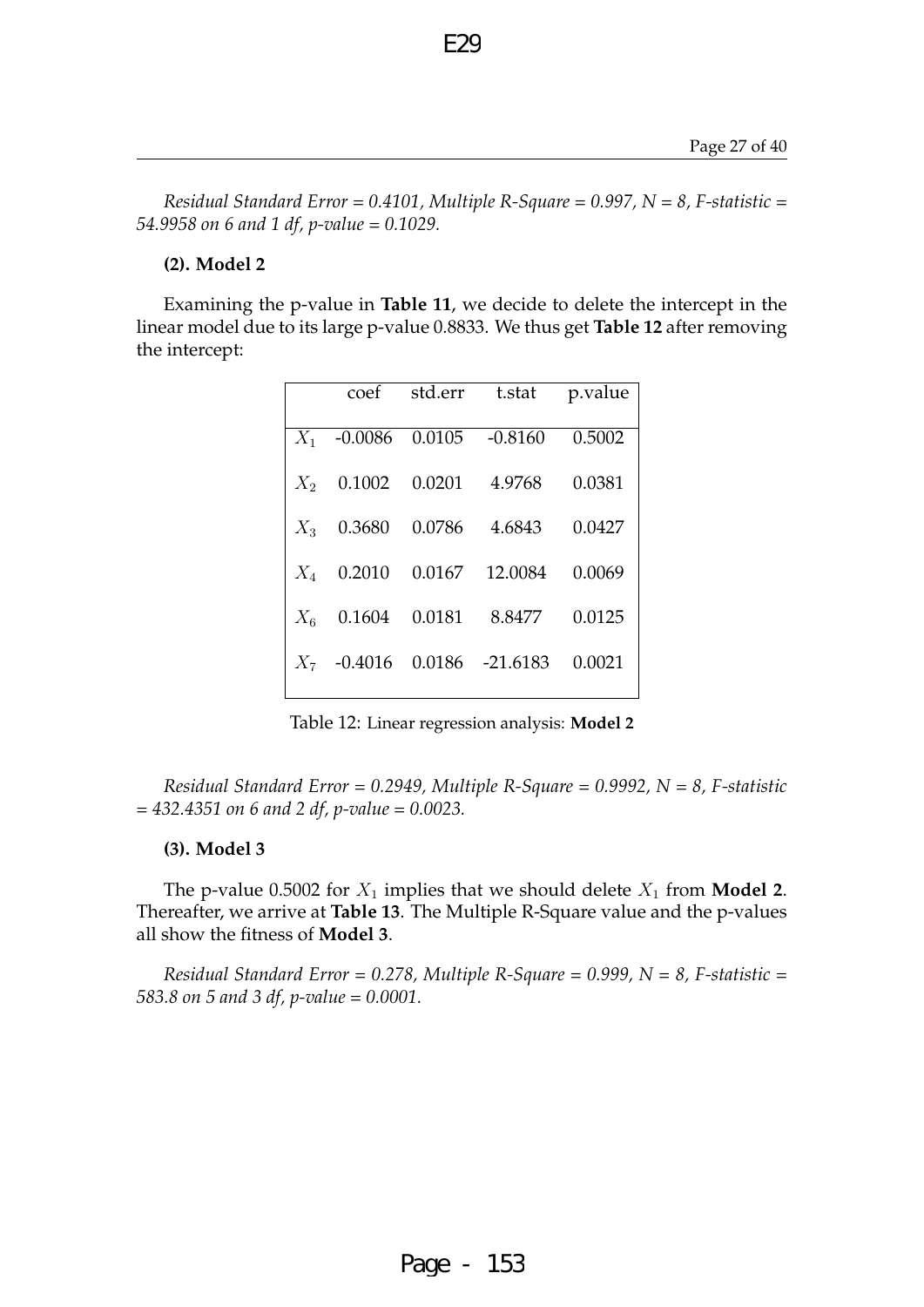*Residual Standard Error = 0.4101, Multiple R-Square = 0.997, N = 8, F-statistic = 54.9958 on 6 and 1 df, p-value = 0.1029.*

**(2). Model 2**

Examining the p-value in **Table 11**, we decide to delete the intercept in the linear model due to its large p-value 0.8833. We thus get **Table 12** after removing the intercept:

| | coef | std.err | t.stat | p.value |
|---|---|---|---|---|
| $X_1$ | -0.0086 | 0.0105 | -0.8160 | 0.5002 |
| $X_2$ | 0.1002 | 0.0201 | 4.9768 | 0.0381 |
| $X_3$ | 0.3680 | 0.0786 | 4.6843 | 0.0427 |
| $X_4$ | 0.2010 | 0.0167 | 12.0084 | 0.0069 |
| $X_6$ | 0.1604 | 0.0181 | 8.8477 | 0.0125 |
| $X_7$ | -0.4016 | 0.0186 | -21.6183 | 0.0021 |

Table 12: Linear regression analysis: **Model 2**

*Residual Standard Error = 0.2949, Multiple R-Square = 0.9992, N = 8, F-statistic = 432.4351 on 6 and 2 df, p-value = 0.0023.*

**(3). Model 3**

The p-value 0.5002 for $X_1$ implies that we should delete $X_1$ from **Model 2**. Thereafter, we arrive at **Table 13**. The Multiple R-Square value and the p-values all show the fitness of **Model 3**.

*Residual Standard Error = 0.278, Multiple R-Square = 0.999, N = 8, F-statistic = 583.8 on 5 and 3 df, p-value = 0.0001.*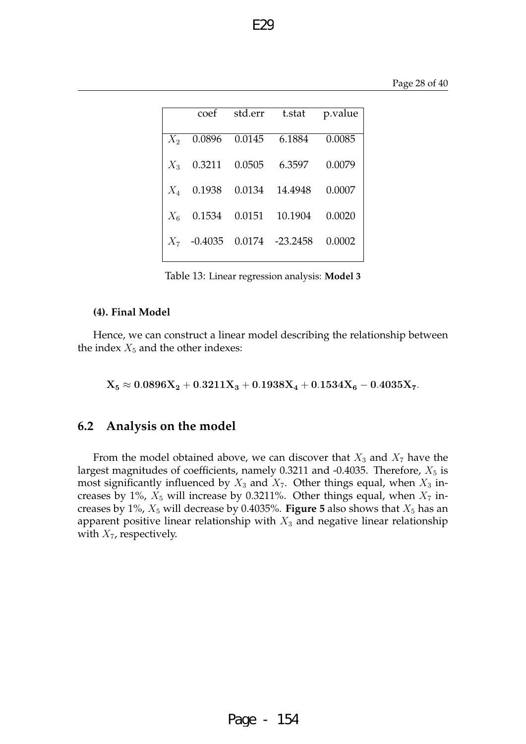|  | coef | std.err | t.stat | p.value |
|---|---|---|---|---|
| $X_2$ | 0.0896 | 0.0145 | 6.1884 | 0.0085 |
| $X_3$ | 0.3211 | 0.0505 | 6.3597 | 0.0079 |
| $X_4$ | 0.1938 | 0.0134 | 14.4948 | 0.0007 |
| $X_6$ | 0.1534 | 0.0151 | 10.1904 | 0.0020 |
| $X_7$ | -0.4035 | 0.0174 | -23.2458 | 0.0002 |

Table 13: Linear regression analysis: **Model 3**

**(4). Final Model**

Hence, we can construct a linear model describing the relationship between the index $X_5$ and the other indexes:

$$\mathbf{X_5 \approx 0.0896X_2 + 0.3211X_3 + 0.1938X_4 + 0.1534X_6 - 0.4035X_7}.$$

## 6.2 Analysis on the model

From the model obtained above, we can discover that $X_3$ and $X_7$ have the largest magnitudes of coefficients, namely 0.3211 and -0.4035. Therefore, $X_5$ is most significantly influenced by $X_3$ and $X_7$. Other things equal, when $X_3$ increases by 1%, $X_5$ will increase by 0.3211%. Other things equal, when $X_7$ increases by 1%, $X_5$ will decrease by 0.4035%. **Figure 5** also shows that $X_5$ has an apparent positive linear relationship with $X_3$ and negative linear relationship with $X_7$, respectively.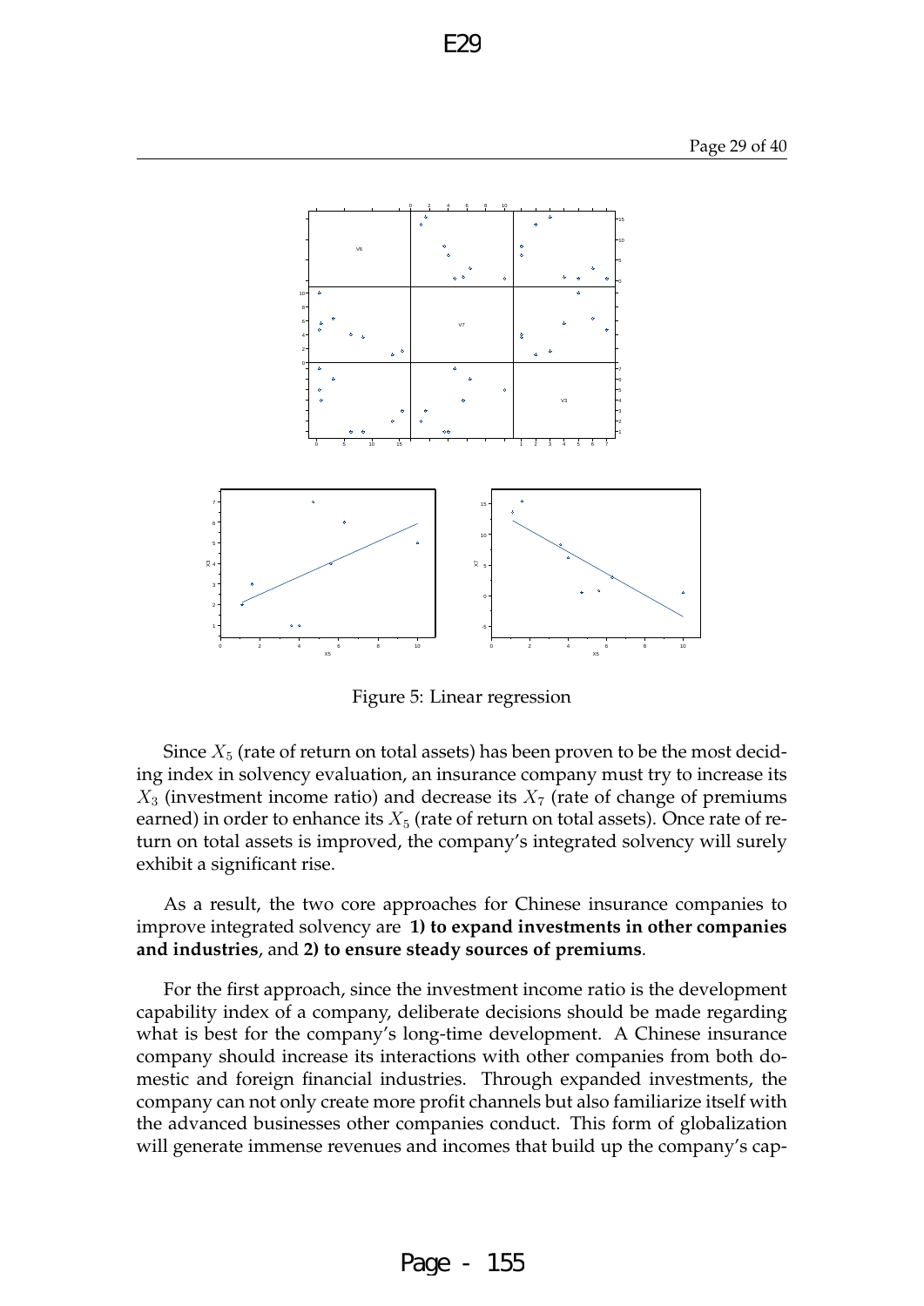Figure 5: Linear regression

Since $X_5$ (rate of return on total assets) has been proven to be the most deciding index in solvency evaluation, an insurance company must try to increase its $X_3$ (investment income ratio) and decrease its $X_7$ (rate of change of premiums earned) in order to enhance its $X_5$ (rate of return on total assets). Once rate of return on total assets is improved, the company's integrated solvency will surely exhibit a significant rise.

As a result, the two core approaches for Chinese insurance companies to improve integrated solvency are **1) to expand investments in other companies and industries**, and **2) to ensure steady sources of premiums**.

For the first approach, since the investment income ratio is the development capability index of a company, deliberate decisions should be made regarding what is best for the company's long-time development. A Chinese insurance company should increase its interactions with other companies from both domestic and foreign financial industries. Through expanded investments, the company can not only create more profit channels but also familiarize itself with the advanced businesses other companies conduct. This form of globalization will generate immense revenues and incomes that build up the company's cap-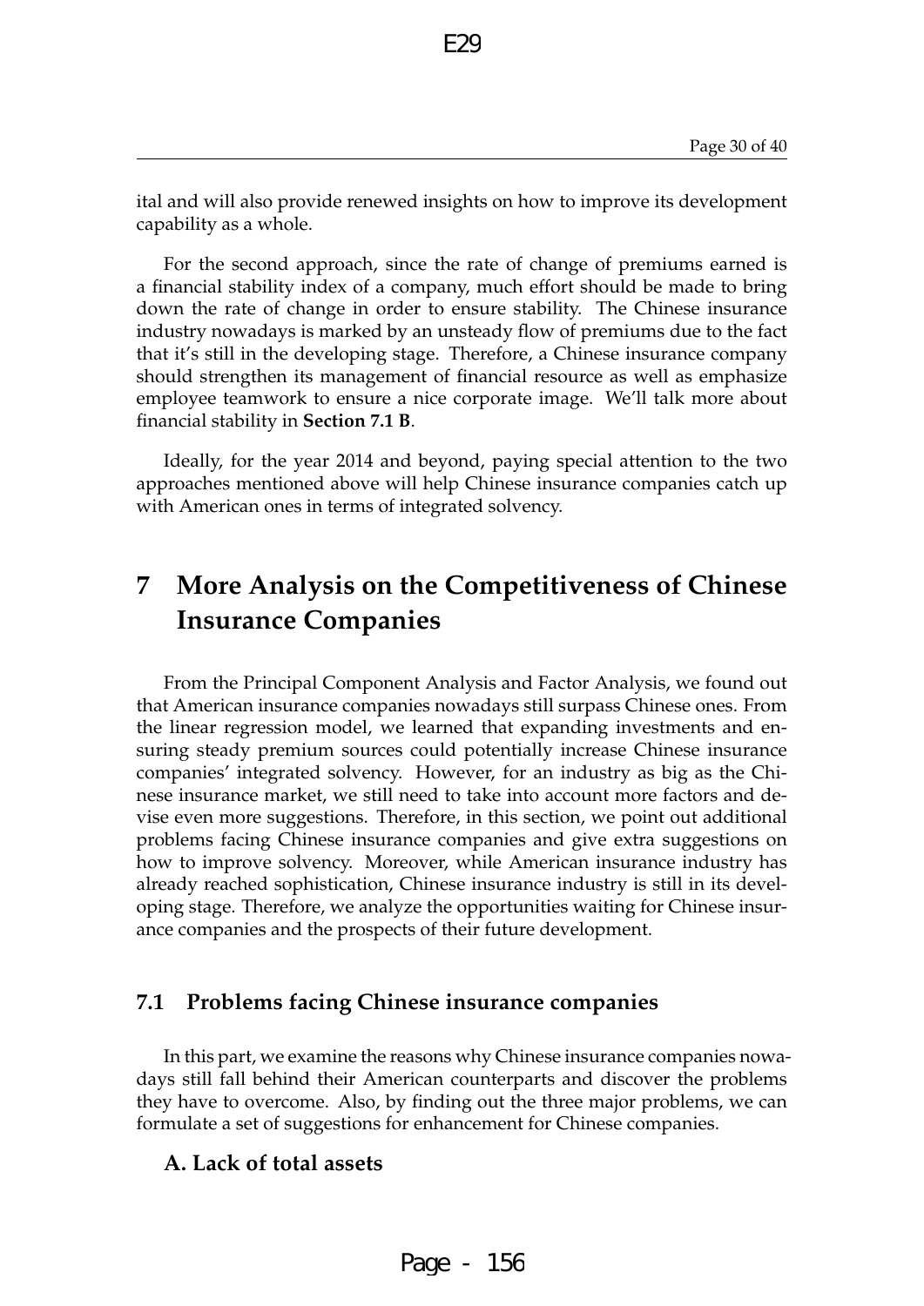ital and will also provide renewed insights on how to improve its development capability as a whole.

For the second approach, since the rate of change of premiums earned is a financial stability index of a company, much effort should be made to bring down the rate of change in order to ensure stability. The Chinese insurance industry nowadays is marked by an unsteady flow of premiums due to the fact that it's still in the developing stage. Therefore, a Chinese insurance company should strengthen its management of financial resource as well as emphasize employee teamwork to ensure a nice corporate image. We'll talk more about financial stability in **Section 7.1 B**.

Ideally, for the year 2014 and beyond, paying special attention to the two approaches mentioned above will help Chinese insurance companies catch up with American ones in terms of integrated solvency.

# 7 More Analysis on the Competitiveness of Chinese Insurance Companies

From the Principal Component Analysis and Factor Analysis, we found out that American insurance companies nowadays still surpass Chinese ones. From the linear regression model, we learned that expanding investments and ensuring steady premium sources could potentially increase Chinese insurance companies' integrated solvency. However, for an industry as big as the Chinese insurance market, we still need to take into account more factors and devise even more suggestions. Therefore, in this section, we point out additional problems facing Chinese insurance companies and give extra suggestions on how to improve solvency. Moreover, while American insurance industry has already reached sophistication, Chinese insurance industry is still in its developing stage. Therefore, we analyze the opportunities waiting for Chinese insurance companies and the prospects of their future development.

## 7.1 Problems facing Chinese insurance companies

In this part, we examine the reasons why Chinese insurance companies nowadays still fall behind their American counterparts and discover the problems they have to overcome. Also, by finding out the three major problems, we can formulate a set of suggestions for enhancement for Chinese companies.

### A. Lack of total assets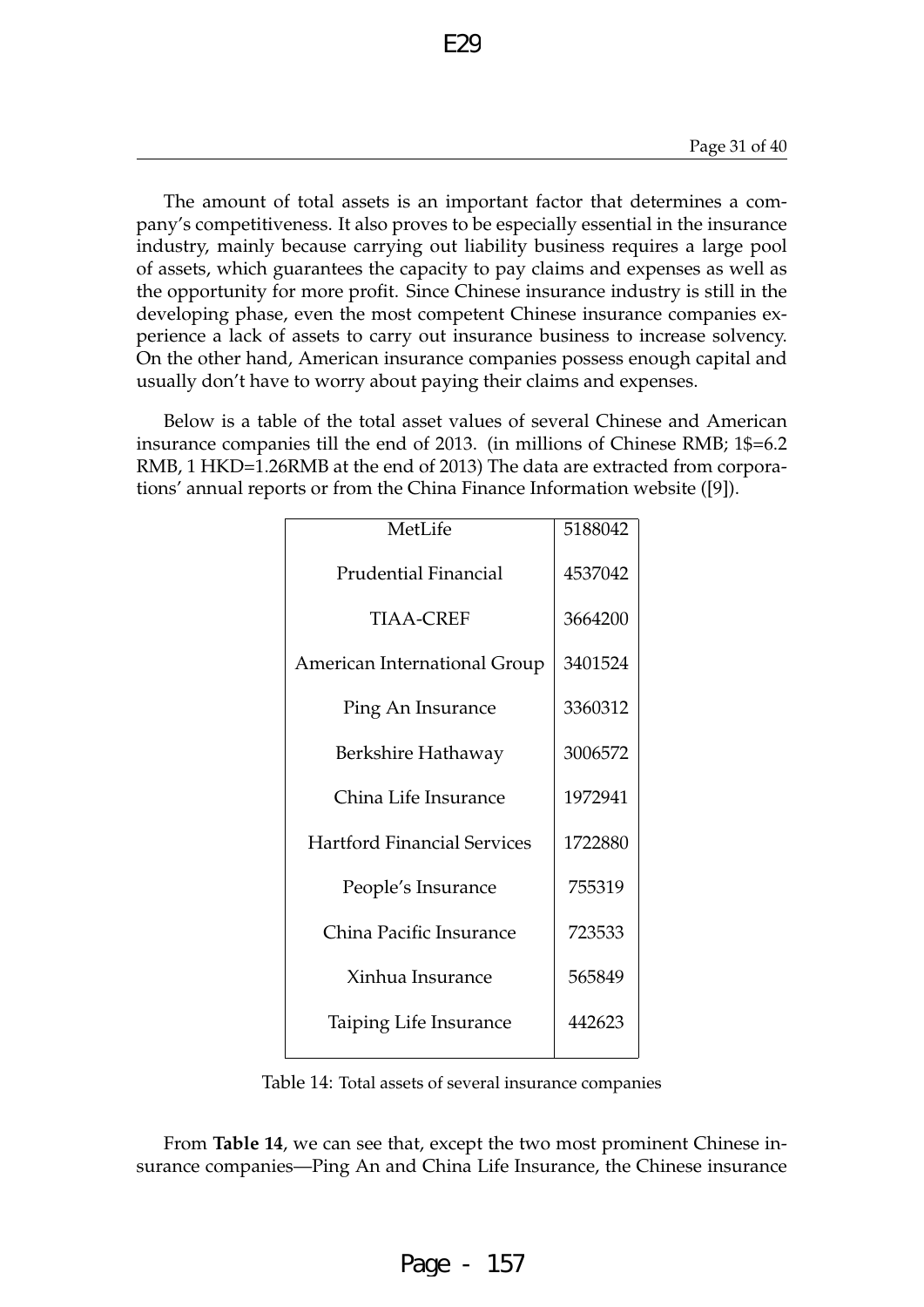The amount of total assets is an important factor that determines a company's competitiveness. It also proves to be especially essential in the insurance industry, mainly because carrying out liability business requires a large pool of assets, which guarantees the capacity to pay claims and expenses as well as the opportunity for more profit. Since Chinese insurance industry is still in the developing phase, even the most competent Chinese insurance companies experience a lack of assets to carry out insurance business to increase solvency. On the other hand, American insurance companies possess enough capital and usually don't have to worry about paying their claims and expenses.

Below is a table of the total asset values of several Chinese and American insurance companies till the end of 2013. (in millions of Chinese RMB; 1$=6.2 RMB, 1 HKD=1.26RMB at the end of 2013) The data are extracted from corporations' annual reports or from the China Finance Information website ([9]).

| Company | Total assets |
|---|---|
| MetLife | 5188042 |
| Prudential Financial | 4537042 |
| TIAA-CREF | 3664200 |
| American International Group | 3401524 |
| Ping An Insurance | 3360312 |
| Berkshire Hathaway | 3006572 |
| China Life Insurance | 1972941 |
| Hartford Financial Services | 1722880 |
| People's Insurance | 755319 |
| China Pacific Insurance | 723533 |
| Xinhua Insurance | 565849 |
| Taiping Life Insurance | 442623 |

Table 14: Total assets of several insurance companies

From **Table 14**, we can see that, except the two most prominent Chinese insurance companies—Ping An and China Life Insurance, the Chinese insurance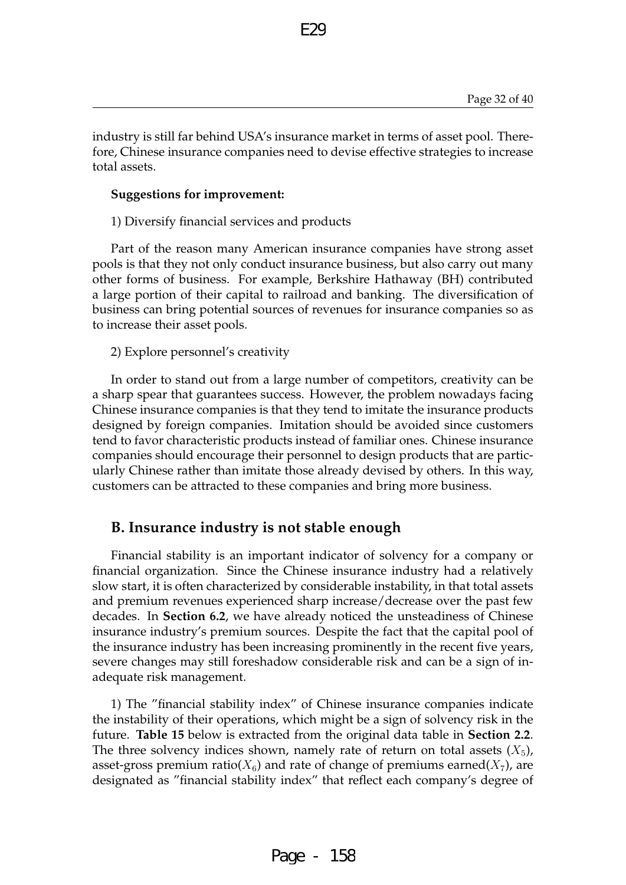industry is still far behind USA's insurance market in terms of asset pool. Therefore, Chinese insurance companies need to devise effective strategies to increase total assets.

**Suggestions for improvement:**

1) Diversify financial services and products

Part of the reason many American insurance companies have strong asset pools is that they not only conduct insurance business, but also carry out many other forms of business. For example, Berkshire Hathaway (BH) contributed a large portion of their capital to railroad and banking. The diversification of business can bring potential sources of revenues for insurance companies so as to increase their asset pools.

2) Explore personnel's creativity

In order to stand out from a large number of competitors, creativity can be a sharp spear that guarantees success. However, the problem nowadays facing Chinese insurance companies is that they tend to imitate the insurance products designed by foreign companies. Imitation should be avoided since customers tend to favor characteristic products instead of familiar ones. Chinese insurance companies should encourage their personnel to design products that are particularly Chinese rather than imitate those already devised by others. In this way, customers can be attracted to these companies and bring more business.

## B. Insurance industry is not stable enough

Financial stability is an important indicator of solvency for a company or financial organization. Since the Chinese insurance industry had a relatively slow start, it is often characterized by considerable instability, in that total assets and premium revenues experienced sharp increase/decrease over the past few decades. In **Section 6.2**, we have already noticed the unsteadiness of Chinese insurance industry's premium sources. Despite the fact that the capital pool of the insurance industry has been increasing prominently in the recent five years, severe changes may still foreshadow considerable risk and can be a sign of inadequate risk management.

1) The "financial stability index" of Chinese insurance companies indicate the instability of their operations, which might be a sign of solvency risk in the future. **Table 15** below is extracted from the original data table in **Section 2.2**. The three solvency indices shown, namely rate of return on total assets ($X_5$), asset-gross premium ratio($X_6$) and rate of change of premiums earned($X_7$), are designated as "financial stability index" that reflect each company's degree of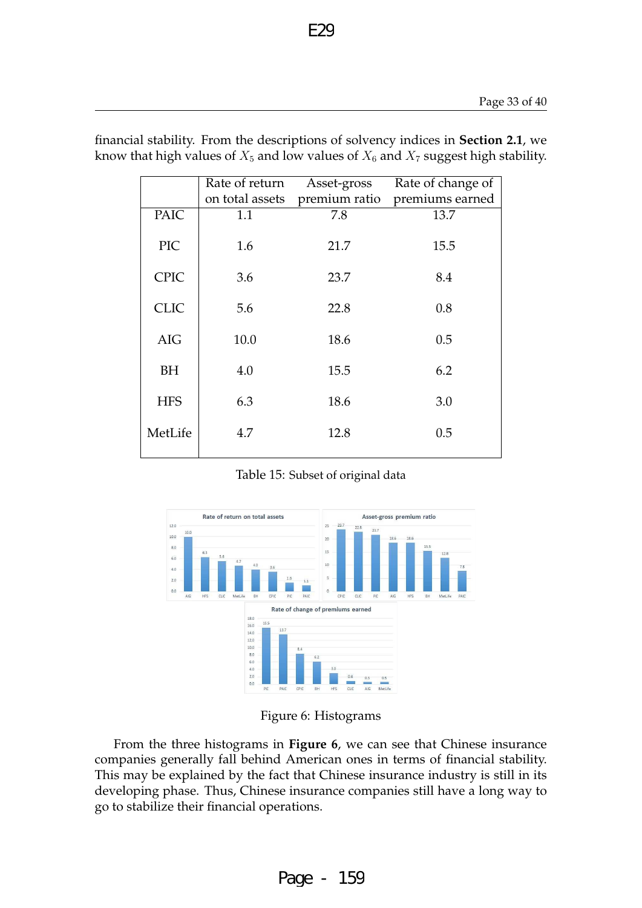financial stability. From the descriptions of solvency indices in **Section 2.1**, we know that high values of $X_5$ and low values of $X_6$ and $X_7$ suggest high stability.

| | Rate of return on total assets | Asset-gross premium ratio | Rate of change of premiums earned |
|---|---|---|---|
| PAIC | 1.1 | 7.8 | 13.7 |
| PIC | 1.6 | 21.7 | 15.5 |
| CPIC | 3.6 | 23.7 | 8.4 |
| CLIC | 5.6 | 22.8 | 0.8 |
| AIG | 10.0 | 18.6 | 0.5 |
| BH | 4.0 | 15.5 | 6.2 |
| HFS | 6.3 | 18.6 | 3.0 |
| MetLife | 4.7 | 12.8 | 0.5 |

Table 15: Subset of original data

Figure 6: Histograms

From the three histograms in **Figure 6**, we can see that Chinese insurance companies generally fall behind American ones in terms of financial stability. This may be explained by the fact that Chinese insurance industry is still in its developing phase. Thus, Chinese insurance companies still have a long way to go to stabilize their financial operations.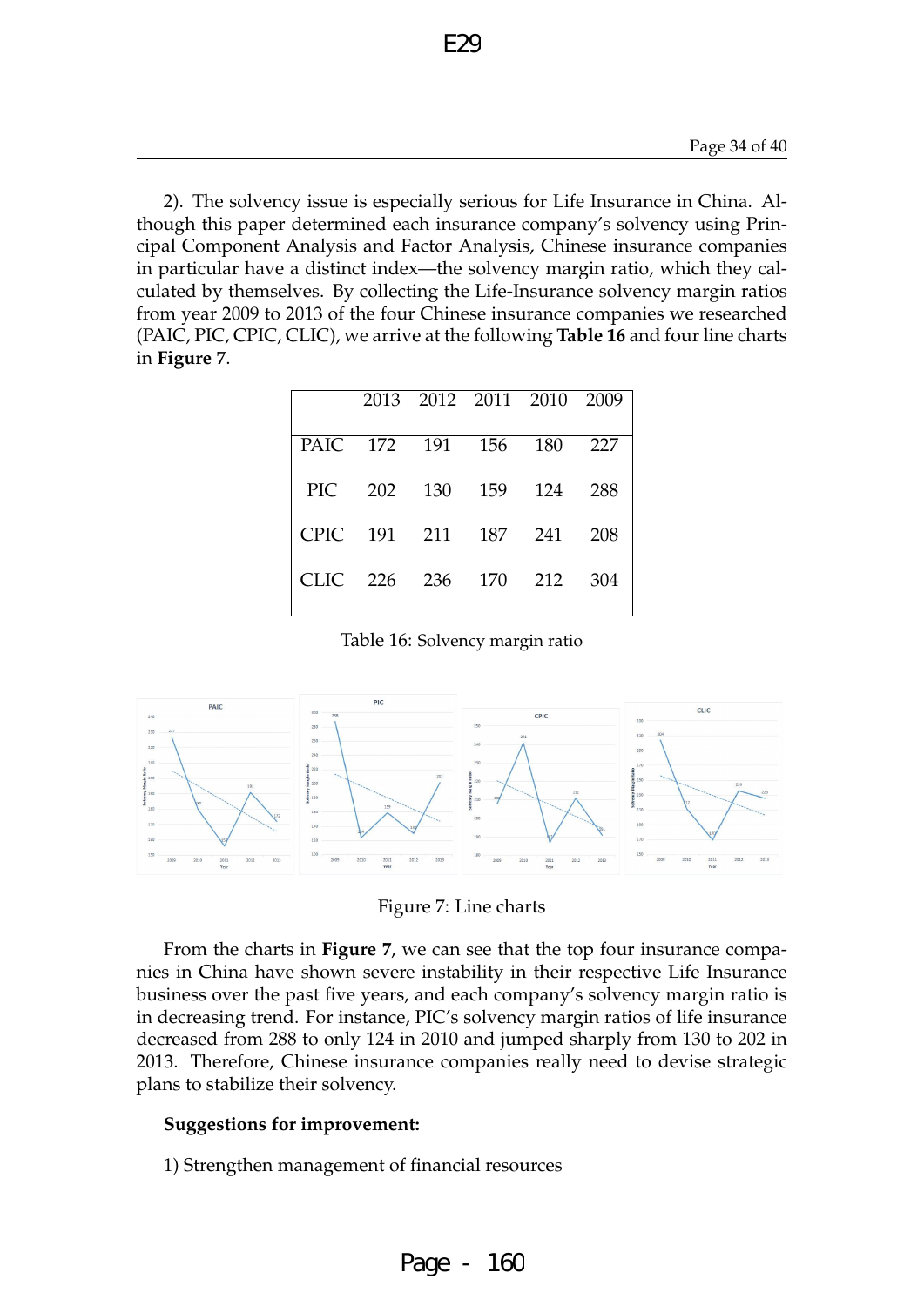2). The solvency issue is especially serious for Life Insurance in China. Although this paper determined each insurance company's solvency using Principal Component Analysis and Factor Analysis, Chinese insurance companies in particular have a distinct index—the solvency margin ratio, which they calculated by themselves. By collecting the Life-Insurance solvency margin ratios from year 2009 to 2013 of the four Chinese insurance companies we researched (PAIC, PIC, CPIC, CLIC), we arrive at the following **Table 16** and four line charts in **Figure 7**.

| | 2013 | 2012 | 2011 | 2010 | 2009 |
|---|---|---|---|---|---|
| PAIC | 172 | 191 | 156 | 180 | 227 |
| PIC | 202 | 130 | 159 | 124 | 288 |
| CPIC | 191 | 211 | 187 | 241 | 208 |
| CLIC | 226 | 236 | 170 | 212 | 304 |

Table 16: Solvency margin ratio

Figure 7: Line charts

From the charts in **Figure 7**, we can see that the top four insurance companies in China have shown severe instability in their respective Life Insurance business over the past five years, and each company's solvency margin ratio is in decreasing trend. For instance, PIC's solvency margin ratios of life insurance decreased from 288 to only 124 in 2010 and jumped sharply from 130 to 202 in 2013. Therefore, Chinese insurance companies really need to devise strategic plans to stabilize their solvency.

**Suggestions for improvement:**

1) Strengthen management of financial resources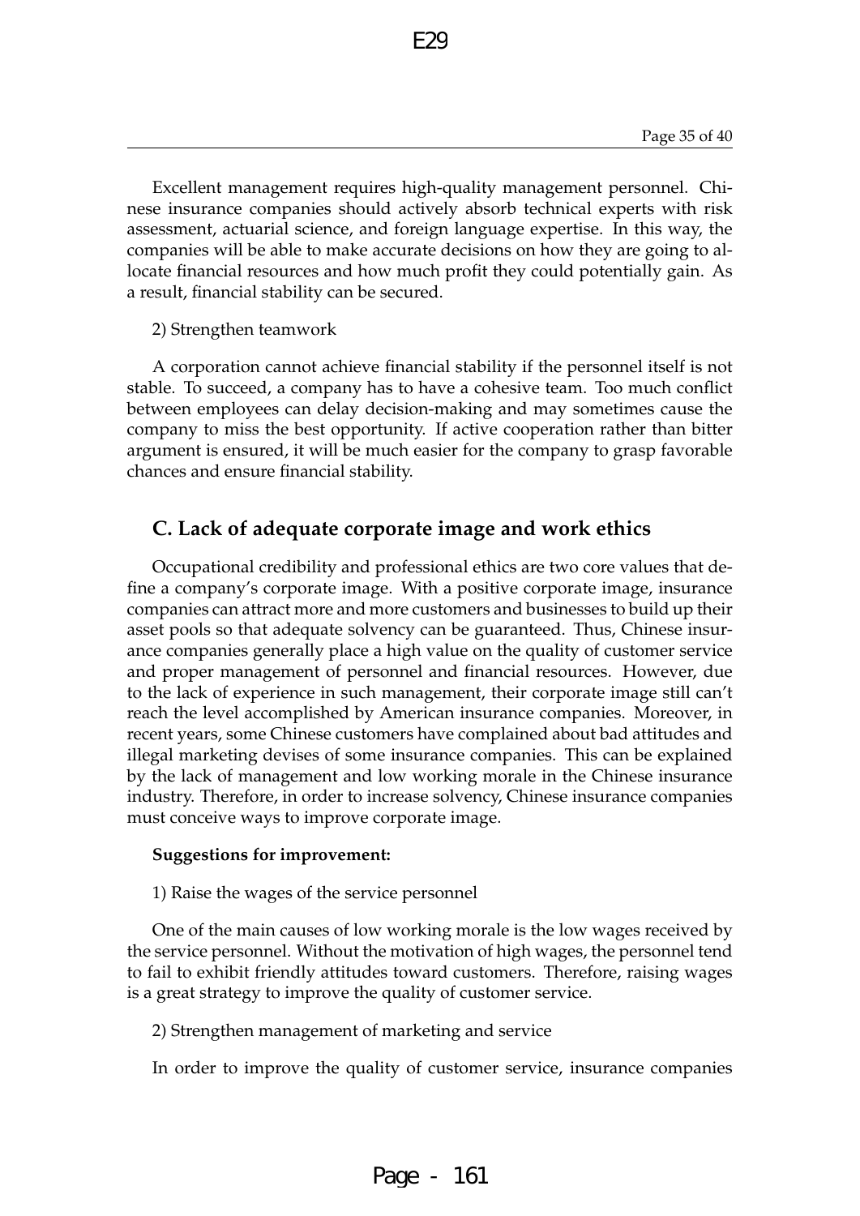Excellent management requires high-quality management personnel. Chinese insurance companies should actively absorb technical experts with risk assessment, actuarial science, and foreign language expertise. In this way, the companies will be able to make accurate decisions on how they are going to allocate financial resources and how much profit they could potentially gain. As a result, financial stability can be secured.

2) Strengthen teamwork

A corporation cannot achieve financial stability if the personnel itself is not stable. To succeed, a company has to have a cohesive team. Too much conflict between employees can delay decision-making and may sometimes cause the company to miss the best opportunity. If active cooperation rather than bitter argument is ensured, it will be much easier for the company to grasp favorable chances and ensure financial stability.

## C. Lack of adequate corporate image and work ethics

Occupational credibility and professional ethics are two core values that define a company's corporate image. With a positive corporate image, insurance companies can attract more and more customers and businesses to build up their asset pools so that adequate solvency can be guaranteed. Thus, Chinese insurance companies generally place a high value on the quality of customer service and proper management of personnel and financial resources. However, due to the lack of experience in such management, their corporate image still can't reach the level accomplished by American insurance companies. Moreover, in recent years, some Chinese customers have complained about bad attitudes and illegal marketing devises of some insurance companies. This can be explained by the lack of management and low working morale in the Chinese insurance industry. Therefore, in order to increase solvency, Chinese insurance companies must conceive ways to improve corporate image.

**Suggestions for improvement:**

1) Raise the wages of the service personnel

One of the main causes of low working morale is the low wages received by the service personnel. Without the motivation of high wages, the personnel tend to fail to exhibit friendly attitudes toward customers. Therefore, raising wages is a great strategy to improve the quality of customer service.

2) Strengthen management of marketing and service

In order to improve the quality of customer service, insurance companies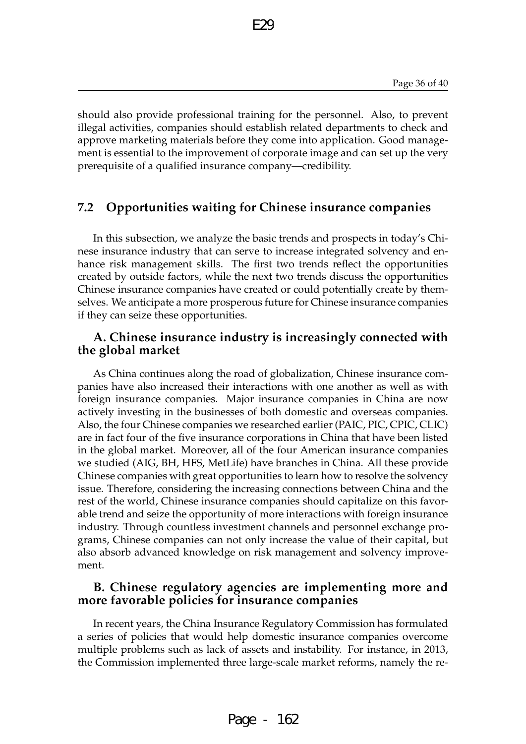should also provide professional training for the personnel. Also, to prevent illegal activities, companies should establish related departments to check and approve marketing materials before they come into application. Good management is essential to the improvement of corporate image and can set up the very prerequisite of a qualified insurance company—credibility.

## 7.2 Opportunities waiting for Chinese insurance companies

In this subsection, we analyze the basic trends and prospects in today's Chinese insurance industry that can serve to increase integrated solvency and enhance risk management skills. The first two trends reflect the opportunities created by outside factors, while the next two trends discuss the opportunities Chinese insurance companies have created or could potentially create by themselves. We anticipate a more prosperous future for Chinese insurance companies if they can seize these opportunities.

### A. Chinese insurance industry is increasingly connected with the global market

As China continues along the road of globalization, Chinese insurance companies have also increased their interactions with one another as well as with foreign insurance companies. Major insurance companies in China are now actively investing in the businesses of both domestic and overseas companies. Also, the four Chinese companies we researched earlier (PAIC, PIC, CPIC, CLIC) are in fact four of the five insurance corporations in China that have been listed in the global market. Moreover, all of the four American insurance companies we studied (AIG, BH, HFS, MetLife) have branches in China. All these provide Chinese companies with great opportunities to learn how to resolve the solvency issue. Therefore, considering the increasing connections between China and the rest of the world, Chinese insurance companies should capitalize on this favorable trend and seize the opportunity of more interactions with foreign insurance industry. Through countless investment channels and personnel exchange programs, Chinese companies can not only increase the value of their capital, but also absorb advanced knowledge on risk management and solvency improvement.

### B. Chinese regulatory agencies are implementing more and more favorable policies for insurance companies

In recent years, the China Insurance Regulatory Commission has formulated a series of policies that would help domestic insurance companies overcome multiple problems such as lack of assets and instability. For instance, in 2013, the Commission implemented three large-scale market reforms, namely the re-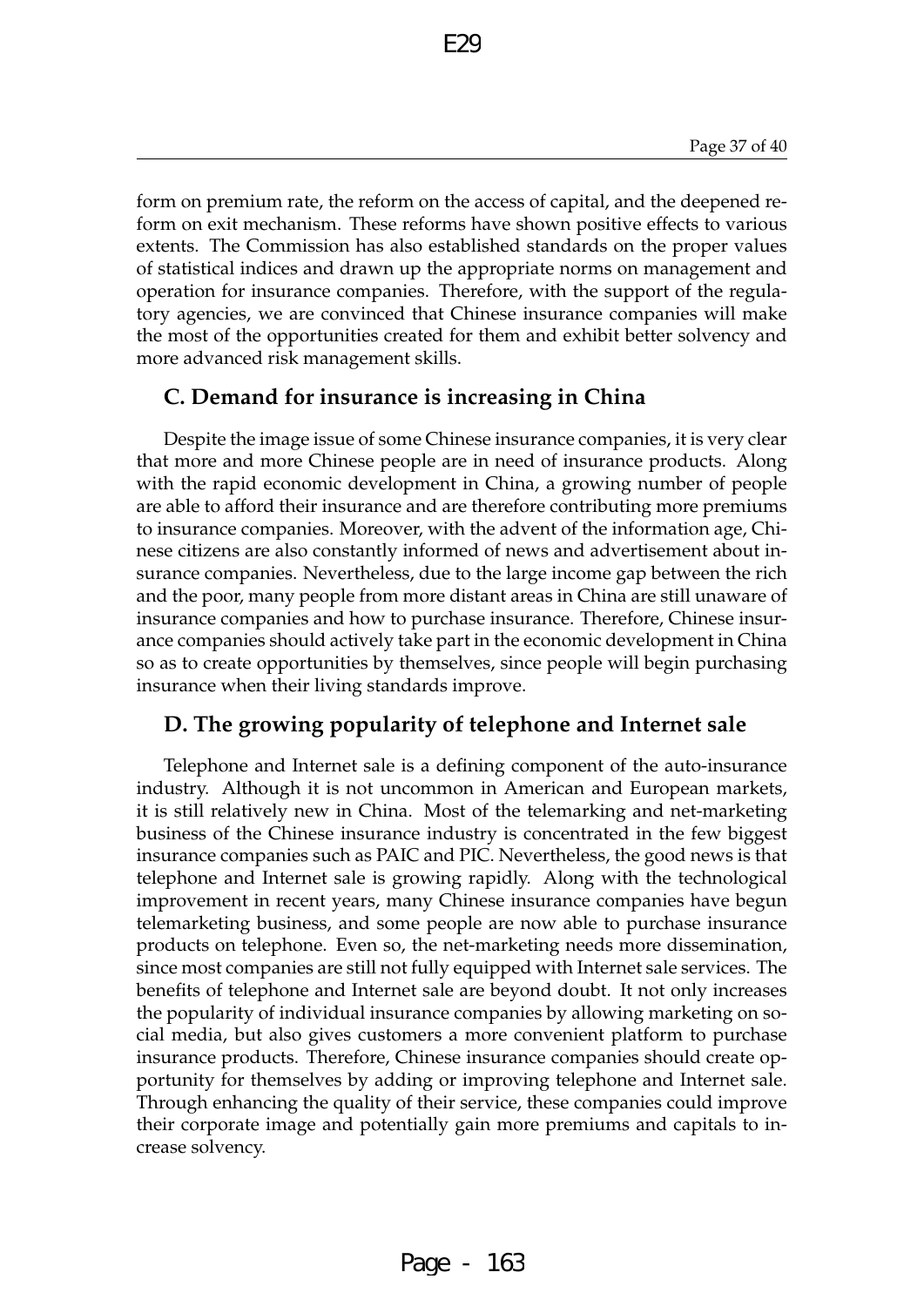form on premium rate, the reform on the access of capital, and the deepened reform on exit mechanism. These reforms have shown positive effects to various extents. The Commission has also established standards on the proper values of statistical indices and drawn up the appropriate norms on management and operation for insurance companies. Therefore, with the support of the regulatory agencies, we are convinced that Chinese insurance companies will make the most of the opportunities created for them and exhibit better solvency and more advanced risk management skills.

### C. Demand for insurance is increasing in China

Despite the image issue of some Chinese insurance companies, it is very clear that more and more Chinese people are in need of insurance products. Along with the rapid economic development in China, a growing number of people are able to afford their insurance and are therefore contributing more premiums to insurance companies. Moreover, with the advent of the information age, Chinese citizens are also constantly informed of news and advertisement about insurance companies. Nevertheless, due to the large income gap between the rich and the poor, many people from more distant areas in China are still unaware of insurance companies and how to purchase insurance. Therefore, Chinese insurance companies should actively take part in the economic development in China so as to create opportunities by themselves, since people will begin purchasing insurance when their living standards improve.

### D. The growing popularity of telephone and Internet sale

Telephone and Internet sale is a defining component of the auto-insurance industry. Although it is not uncommon in American and European markets, it is still relatively new in China. Most of the telemarking and net-marketing business of the Chinese insurance industry is concentrated in the few biggest insurance companies such as PAIC and PIC. Nevertheless, the good news is that telephone and Internet sale is growing rapidly. Along with the technological improvement in recent years, many Chinese insurance companies have begun telemarketing business, and some people are now able to purchase insurance products on telephone. Even so, the net-marketing needs more dissemination, since most companies are still not fully equipped with Internet sale services. The benefits of telephone and Internet sale are beyond doubt. It not only increases the popularity of individual insurance companies by allowing marketing on social media, but also gives customers a more convenient platform to purchase insurance products. Therefore, Chinese insurance companies should create opportunity for themselves by adding or improving telephone and Internet sale. Through enhancing the quality of their service, these companies could improve their corporate image and potentially gain more premiums and capitals to increase solvency.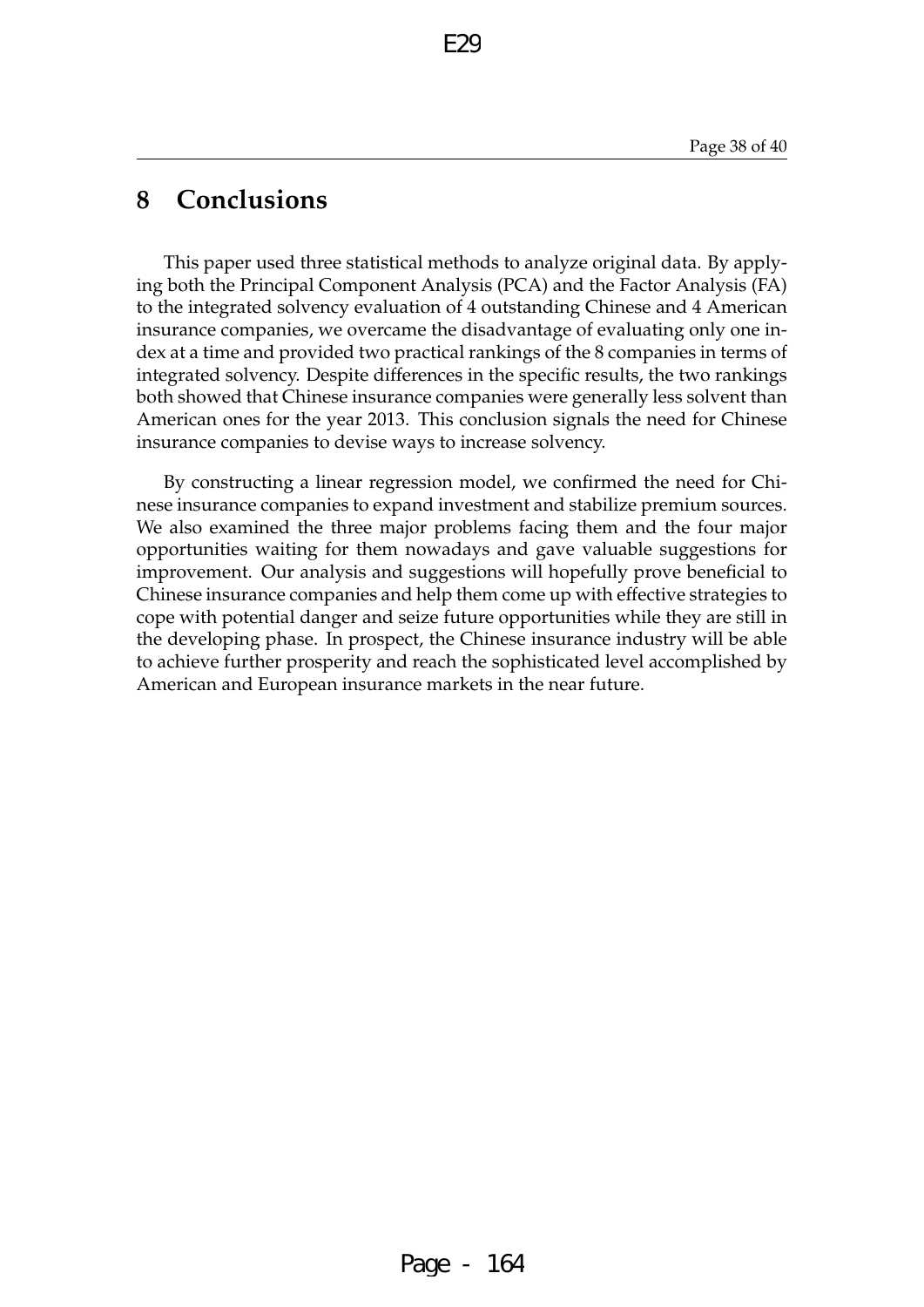# 8 Conclusions

This paper used three statistical methods to analyze original data. By applying both the Principal Component Analysis (PCA) and the Factor Analysis (FA) to the integrated solvency evaluation of 4 outstanding Chinese and 4 American insurance companies, we overcame the disadvantage of evaluating only one index at a time and provided two practical rankings of the 8 companies in terms of integrated solvency. Despite differences in the specific results, the two rankings both showed that Chinese insurance companies were generally less solvent than American ones for the year 2013. This conclusion signals the need for Chinese insurance companies to devise ways to increase solvency.

By constructing a linear regression model, we confirmed the need for Chinese insurance companies to expand investment and stabilize premium sources. We also examined the three major problems facing them and the four major opportunities waiting for them nowadays and gave valuable suggestions for improvement. Our analysis and suggestions will hopefully prove beneficial to Chinese insurance companies and help them come up with effective strategies to cope with potential danger and seize future opportunities while they are still in the developing phase. In prospect, the Chinese insurance industry will be able to achieve further prosperity and reach the sophisticated level accomplished by American and European insurance markets in the near future.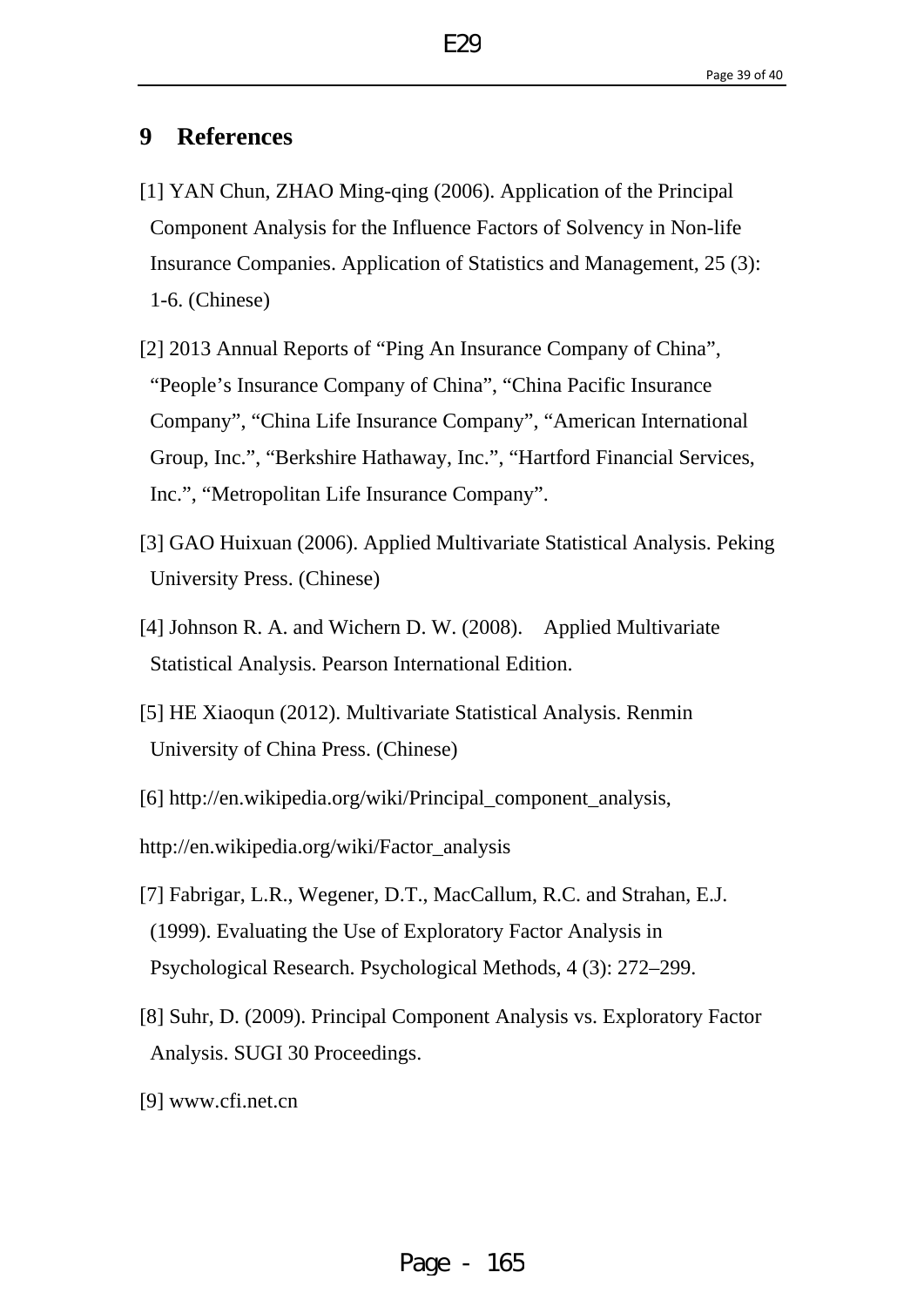# 9 References

[1] YAN Chun, ZHAO Ming-qing (2006). Application of the Principal Component Analysis for the Influence Factors of Solvency in Non-life Insurance Companies. Application of Statistics and Management, 25 (3): 1-6. (Chinese)

[2] 2013 Annual Reports of "Ping An Insurance Company of China", "People's Insurance Company of China", "China Pacific Insurance Company", "China Life Insurance Company", "American International Group, Inc.", "Berkshire Hathaway, Inc.", "Hartford Financial Services, Inc.", "Metropolitan Life Insurance Company".

[3] GAO Huixuan (2006). Applied Multivariate Statistical Analysis. Peking University Press. (Chinese)

[4] Johnson R. A. and Wichern D. W. (2008). Applied Multivariate Statistical Analysis. Pearson International Edition.

[5] HE Xiaoqun (2012). Multivariate Statistical Analysis. Renmin University of China Press. (Chinese)

[6] http://en.wikipedia.org/wiki/Principal_component_analysis,

http://en.wikipedia.org/wiki/Factor_analysis

[7] Fabrigar, L.R., Wegener, D.T., MacCallum, R.C. and Strahan, E.J. (1999). Evaluating the Use of Exploratory Factor Analysis in Psychological Research. Psychological Methods, 4 (3): 272–299.

[8] Suhr, D. (2009). Principal Component Analysis vs. Exploratory Factor Analysis. SUGI 30 Proceedings.

[9] www.cfi.net.cn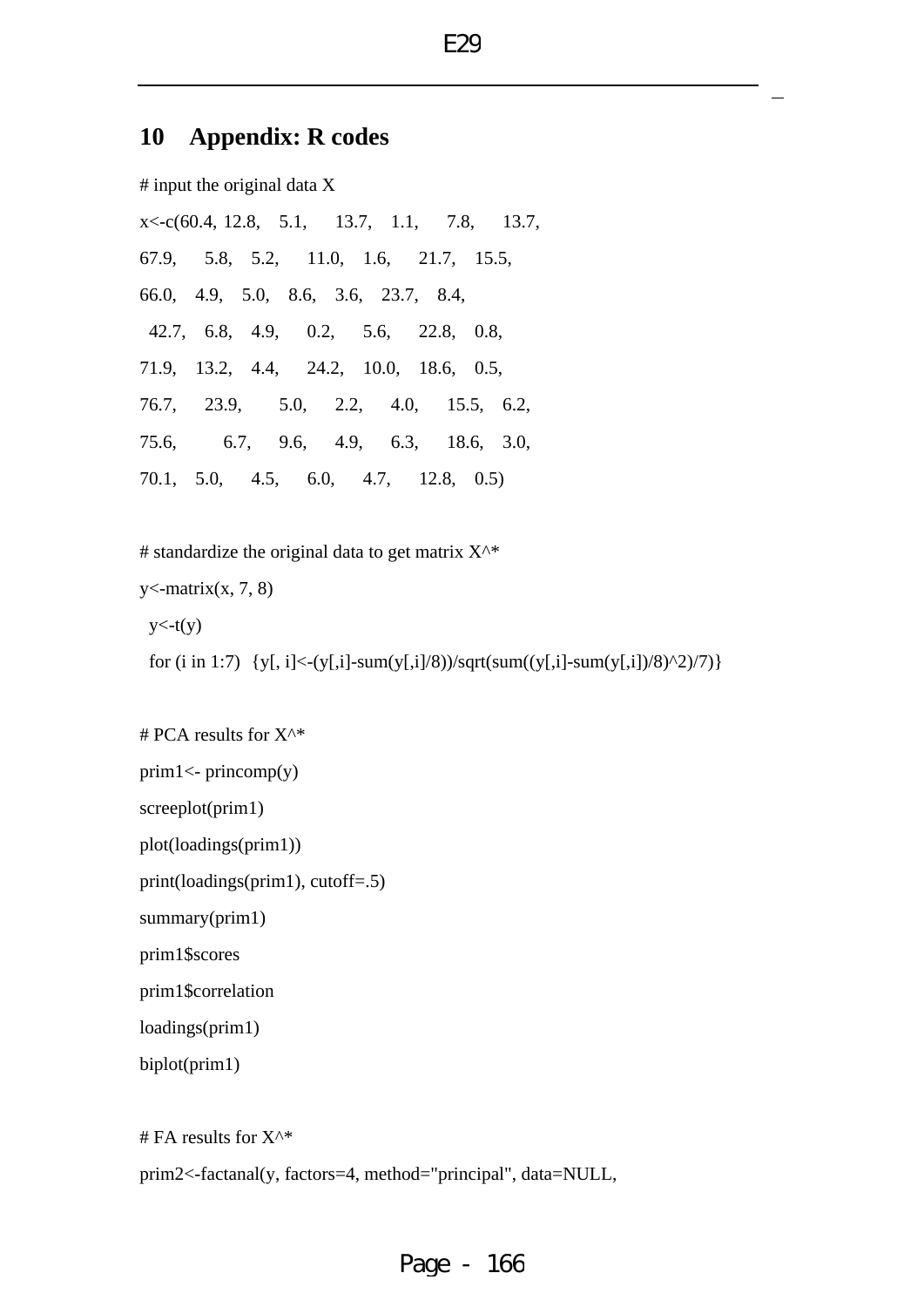## 10 Appendix: R codes

```
# input the original data X
x<-c(60.4, 12.8,   5.1,    13.7,   1.1,    7.8,    13.7,
67.9,    5.8,   5.2,    11.0,   1.6,    21.7,   15.5,
66.0,   4.9,   5.0,   8.6,   3.6,   23.7,   8.4,
 42.7,   6.8,   4.9,    0.2,    5.6,    22.8,   0.8,
71.9,   13.2,   4.4,    24.2,   10.0,   18.6,   0.5,
76.7,    23.9,     5.0,    2.2,    4.0,    15.5,   6.2,
75.6,      6.7,    9.6,    4.9,    6.3,    18.6,   3.0,
70.1,   5.0,    4.5,    6.0,    4.7,    12.8,   0.5)

# standardize the original data to get matrix X^*
y<-matrix(x, 7, 8)
 y<-t(y)
 for (i in 1:7)  {y[, i]<-(y[,i]-sum(y[,i]/8))/sqrt(sum((y[,i]-sum(y[,i])/8)^2)/7)}

# PCA results for X^*
prim1<- princomp(y)
screeplot(prim1)
plot(loadings(prim1))
print(loadings(prim1), cutoff=.5)
summary(prim1)
prim1$scores
prim1$correlation
loadings(prim1)
biplot(prim1)

# FA results for X^*
prim2<-factanal(y, factors=4, method="principal", data=NULL,
```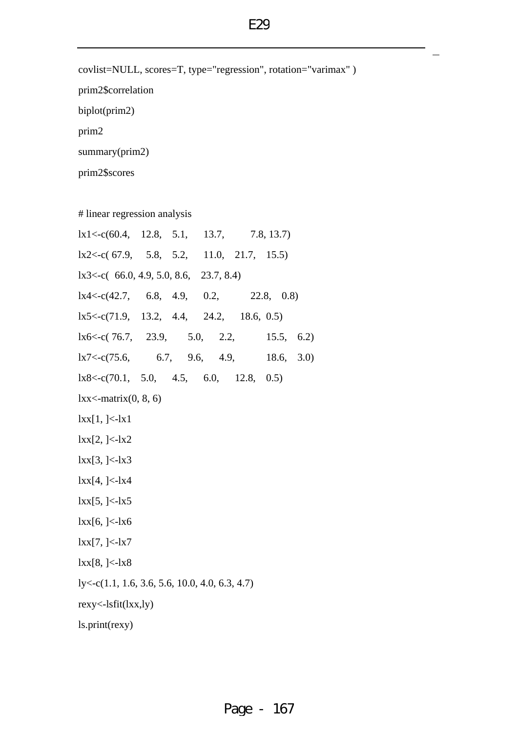```
covlist=NULL, scores=T, type="regression", rotation="varimax" )
prim2$correlation
biplot(prim2)
prim2
summary(prim2)
prim2$scores

# linear regression analysis
lx1<-c(60.4,    12.8,    5.1,      13.7,         7.8, 13.7)
lx2<-c( 67.9,     5.8,    5.2,      11.0,    21.7,    15.5)
lx3<-c(  66.0, 4.9, 5.0, 8.6,    23.7, 8.4)
lx4<-c(42.7,      6.8,    4.9,      0.2,           22.8,    0.8)
lx5<-c(71.9,    13.2,    4.4,      24.2,      18.6,  0.5)
lx6<-c( 76.7,     23.9,       5.0,      2.2,           15.5,    6.2)
lx7<-c(75.6,          6.7,      9.6,      4.9,           18.6,    3.0)
lx8<-c(70.1,    5.0,      4.5,      6.0,      12.8,    0.5)
lxx<-matrix(0, 8, 6)
lxx[1, ]<-lx1
lxx[2, ]<-lx2
lxx[3, ]<-lx3
lxx[4, ]<-lx4
lxx[5, ]<-lx5
lxx[6, ]<-lx6
lxx[7, ]<-lx7
lxx[8, ]<-lx8
ly<-c(1.1, 1.6, 3.6, 5.6, 10.0, 4.0, 6.3, 4.7)
rexy<-lsfit(lxx,ly)
ls.print(rexy)
```